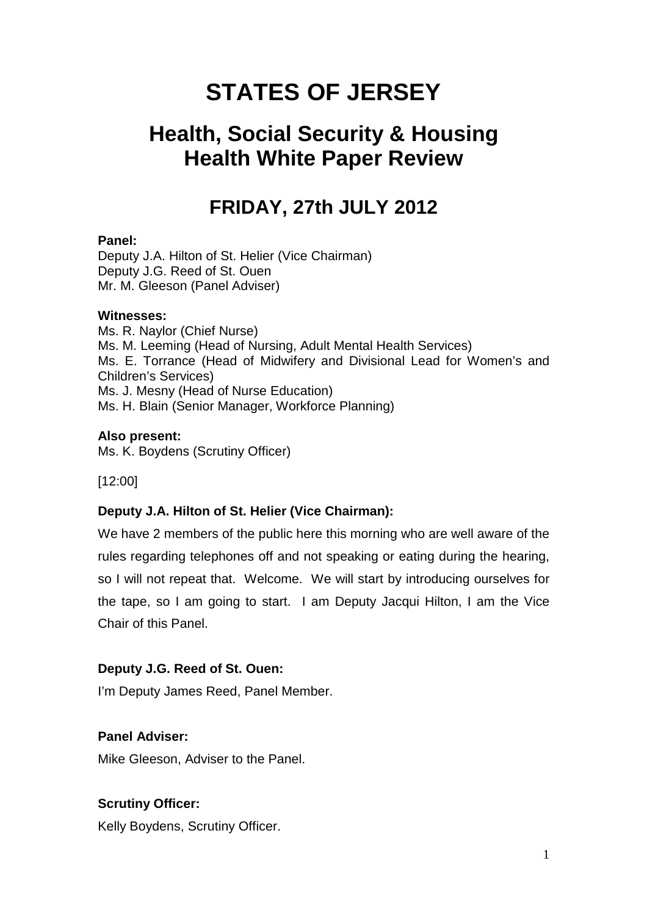# STATES OF JERSEY

## Health, Social Security & Housing
## Health White Paper Review

## FRIDAY, 27th JULY 2012

**Panel:**
Deputy J.A. Hilton of St. Helier (Vice Chairman)
Deputy J.G. Reed of St. Ouen
Mr. M. Gleeson (Panel Adviser)

**Witnesses:**
Ms. R. Naylor (Chief Nurse)
Ms. M. Leeming (Head of Nursing, Adult Mental Health Services)
Ms. E. Torrance (Head of Midwifery and Divisional Lead for Women's and Children's Services)
Ms. J. Mesny (Head of Nurse Education)
Ms. H. Blain (Senior Manager, Workforce Planning)

**Also present:**
Ms. K. Boydens (Scrutiny Officer)

[12:00]

**Deputy J.A. Hilton of St. Helier (Vice Chairman):**

We have 2 members of the public here this morning who are well aware of the rules regarding telephones off and not speaking or eating during the hearing, so I will not repeat that. Welcome. We will start by introducing ourselves for the tape, so I am going to start. I am Deputy Jacqui Hilton, I am the Vice Chair of this Panel.

**Deputy J.G. Reed of St. Ouen:**

I'm Deputy James Reed, Panel Member.

**Panel Adviser:**

Mike Gleeson, Adviser to the Panel.

**Scrutiny Officer:**

Kelly Boydens, Scrutiny Officer.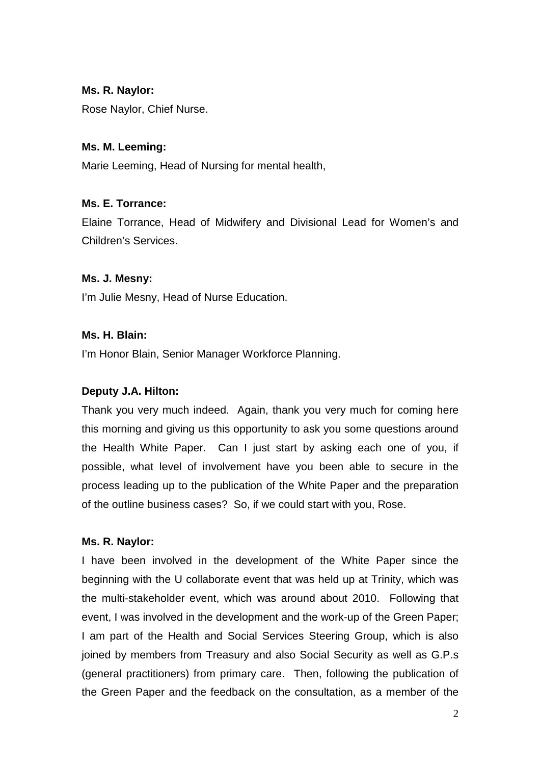**Ms. R. Naylor:**

Rose Naylor, Chief Nurse.

**Ms. M. Leeming:**

Marie Leeming, Head of Nursing for mental health,

**Ms. E. Torrance:**

Elaine Torrance, Head of Midwifery and Divisional Lead for Women's and Children's Services.

**Ms. J. Mesny:**

I'm Julie Mesny, Head of Nurse Education.

**Ms. H. Blain:**

I'm Honor Blain, Senior Manager Workforce Planning.

**Deputy J.A. Hilton:**

Thank you very much indeed. Again, thank you very much for coming here this morning and giving us this opportunity to ask you some questions around the Health White Paper. Can I just start by asking each one of you, if possible, what level of involvement have you been able to secure in the process leading up to the publication of the White Paper and the preparation of the outline business cases? So, if we could start with you, Rose.

**Ms. R. Naylor:**

I have been involved in the development of the White Paper since the beginning with the U collaborate event that was held up at Trinity, which was the multi-stakeholder event, which was around about 2010. Following that event, I was involved in the development and the work-up of the Green Paper; I am part of the Health and Social Services Steering Group, which is also joined by members from Treasury and also Social Security as well as G.P.s (general practitioners) from primary care. Then, following the publication of the Green Paper and the feedback on the consultation, as a member of the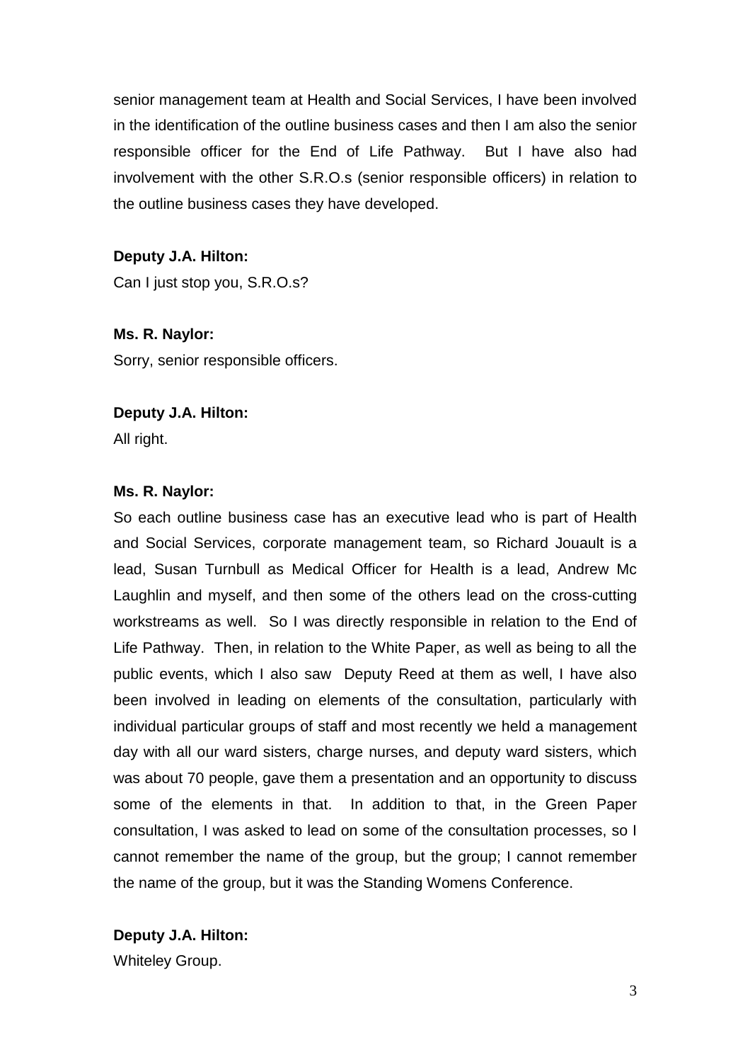senior management team at Health and Social Services, I have been involved in the identification of the outline business cases and then I am also the senior responsible officer for the End of Life Pathway. But I have also had involvement with the other S.R.O.s (senior responsible officers) in relation to the outline business cases they have developed.

**Deputy J.A. Hilton:**

Can I just stop you, S.R.O.s?

**Ms. R. Naylor:**

Sorry, senior responsible officers.

**Deputy J.A. Hilton:**

All right.

**Ms. R. Naylor:**

So each outline business case has an executive lead who is part of Health and Social Services, corporate management team, so Richard Jouault is a lead, Susan Turnbull as Medical Officer for Health is a lead, Andrew Mc Laughlin and myself, and then some of the others lead on the cross-cutting workstreams as well. So I was directly responsible in relation to the End of Life Pathway. Then, in relation to the White Paper, as well as being to all the public events, which I also saw Deputy Reed at them as well, I have also been involved in leading on elements of the consultation, particularly with individual particular groups of staff and most recently we held a management day with all our ward sisters, charge nurses, and deputy ward sisters, which was about 70 people, gave them a presentation and an opportunity to discuss some of the elements in that. In addition to that, in the Green Paper consultation, I was asked to lead on some of the consultation processes, so I cannot remember the name of the group, but the group; I cannot remember the name of the group, but it was the Standing Womens Conference.

**Deputy J.A. Hilton:**

Whiteley Group.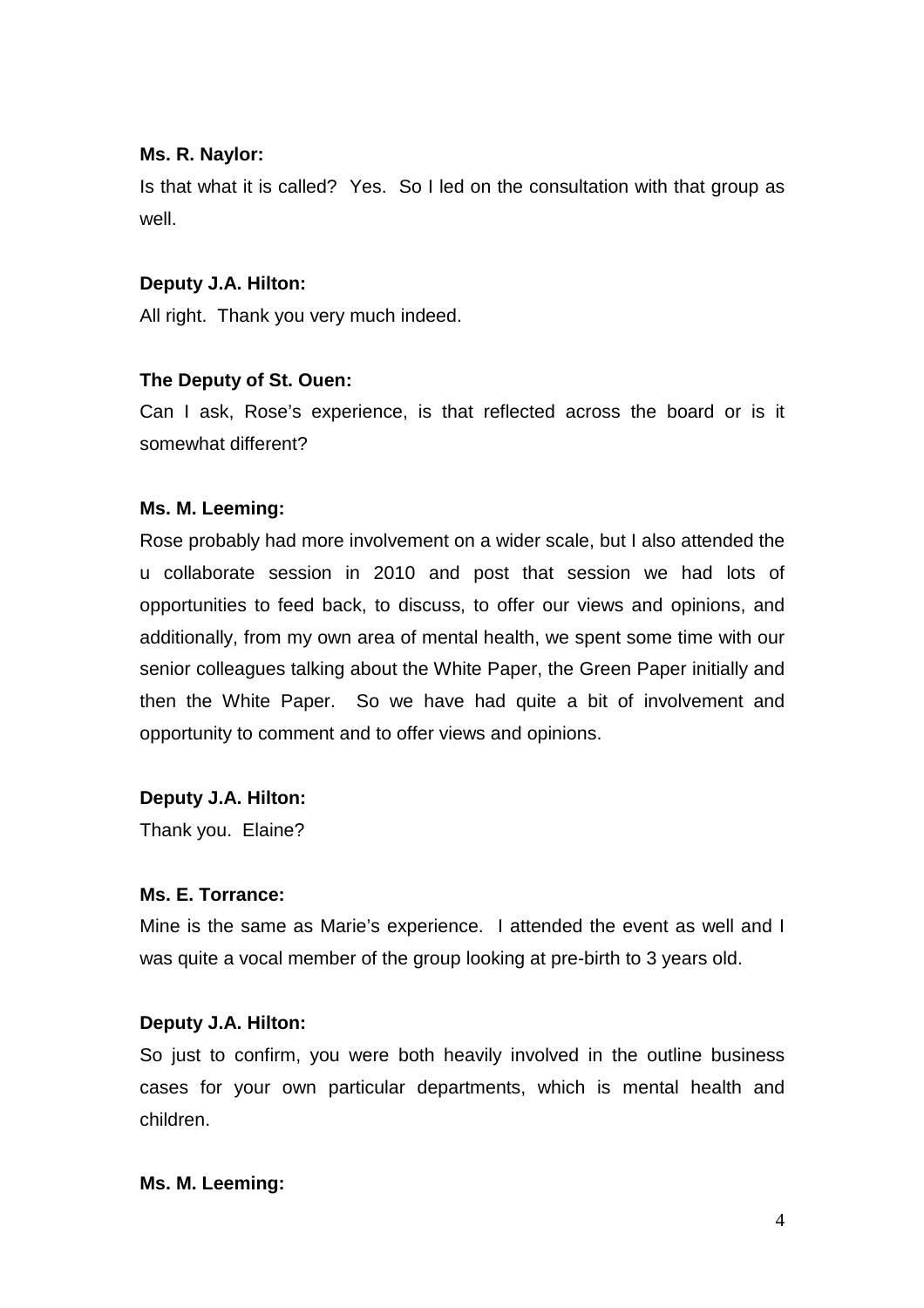**Ms. R. Naylor:**

Is that what it is called? Yes. So I led on the consultation with that group as well.

**Deputy J.A. Hilton:**

All right. Thank you very much indeed.

**The Deputy of St. Ouen:**

Can I ask, Rose's experience, is that reflected across the board or is it somewhat different?

**Ms. M. Leeming:**

Rose probably had more involvement on a wider scale, but I also attended the u collaborate session in 2010 and post that session we had lots of opportunities to feed back, to discuss, to offer our views and opinions, and additionally, from my own area of mental health, we spent some time with our senior colleagues talking about the White Paper, the Green Paper initially and then the White Paper. So we have had quite a bit of involvement and opportunity to comment and to offer views and opinions.

**Deputy J.A. Hilton:**

Thank you. Elaine?

**Ms. E. Torrance:**

Mine is the same as Marie's experience. I attended the event as well and I was quite a vocal member of the group looking at pre-birth to 3 years old.

**Deputy J.A. Hilton:**

So just to confirm, you were both heavily involved in the outline business cases for your own particular departments, which is mental health and children.

**Ms. M. Leeming:**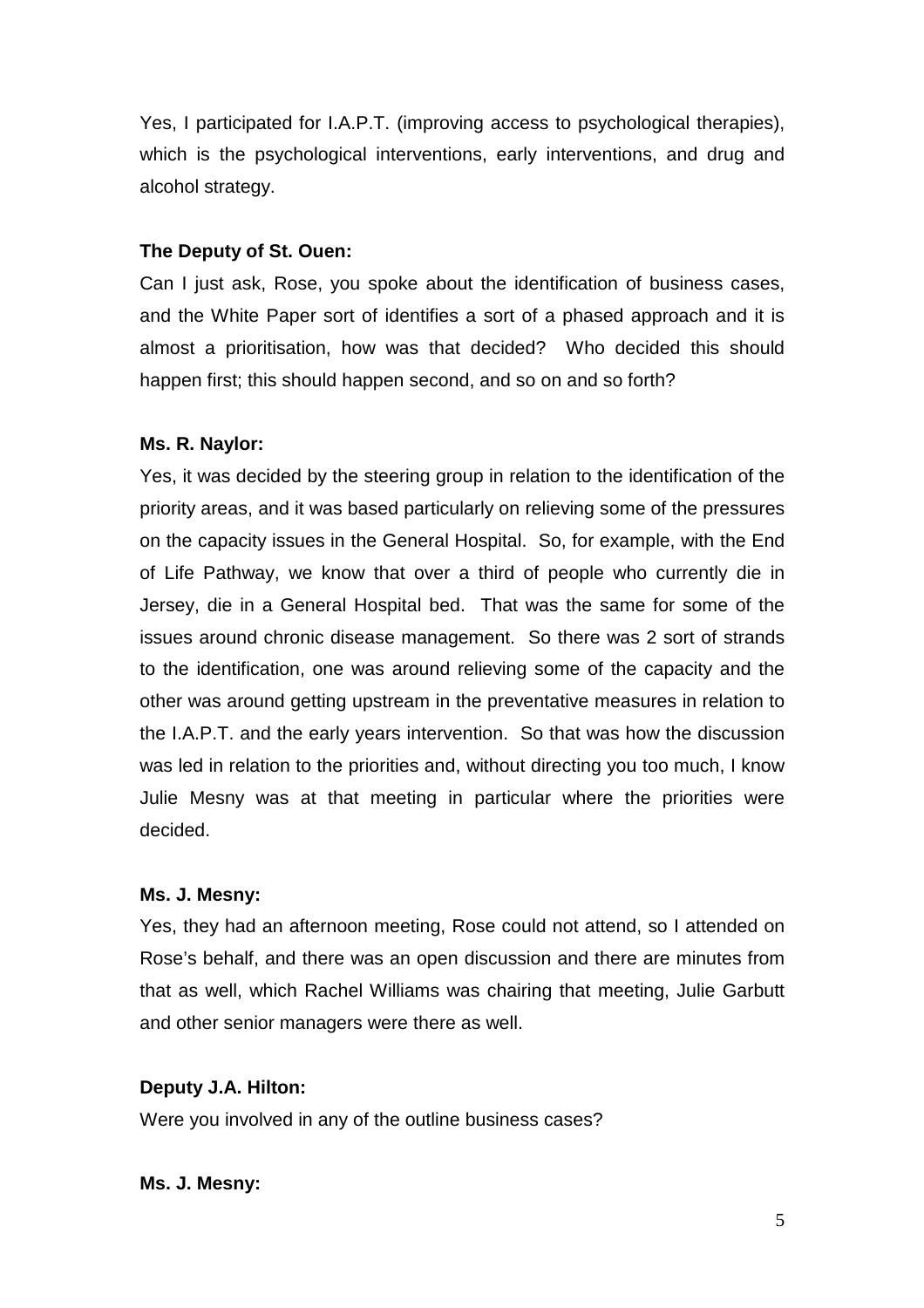Yes, I participated for I.A.P.T. (improving access to psychological therapies), which is the psychological interventions, early interventions, and drug and alcohol strategy.

**The Deputy of St. Ouen:**

Can I just ask, Rose, you spoke about the identification of business cases, and the White Paper sort of identifies a sort of a phased approach and it is almost a prioritisation, how was that decided? Who decided this should happen first; this should happen second, and so on and so forth?

**Ms. R. Naylor:**

Yes, it was decided by the steering group in relation to the identification of the priority areas, and it was based particularly on relieving some of the pressures on the capacity issues in the General Hospital. So, for example, with the End of Life Pathway, we know that over a third of people who currently die in Jersey, die in a General Hospital bed. That was the same for some of the issues around chronic disease management. So there was 2 sort of strands to the identification, one was around relieving some of the capacity and the other was around getting upstream in the preventative measures in relation to the I.A.P.T. and the early years intervention. So that was how the discussion was led in relation to the priorities and, without directing you too much, I know Julie Mesny was at that meeting in particular where the priorities were decided.

**Ms. J. Mesny:**

Yes, they had an afternoon meeting, Rose could not attend, so I attended on Rose's behalf, and there was an open discussion and there are minutes from that as well, which Rachel Williams was chairing that meeting, Julie Garbutt and other senior managers were there as well.

**Deputy J.A. Hilton:**

Were you involved in any of the outline business cases?

**Ms. J. Mesny:**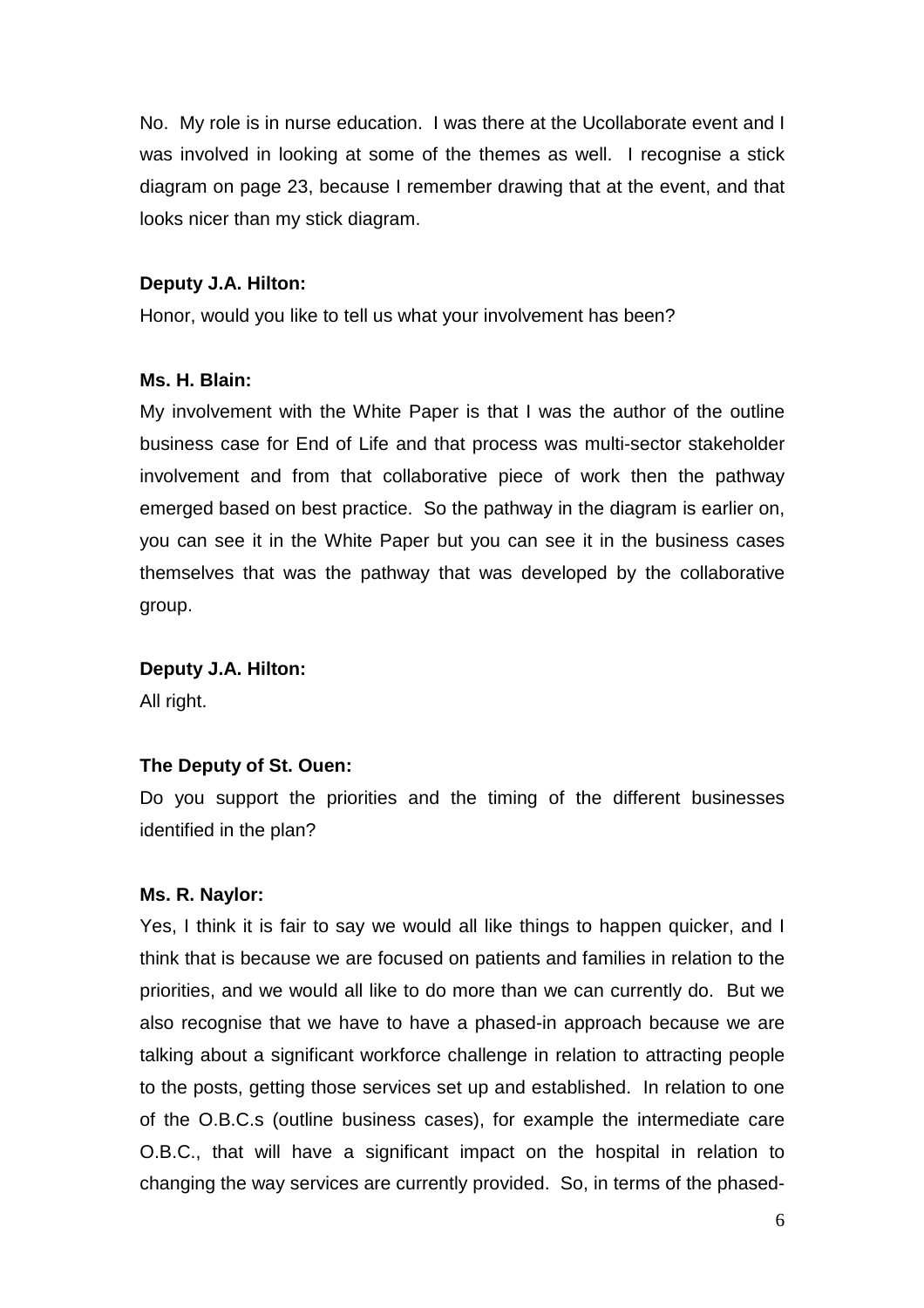No. My role is in nurse education. I was there at the Ucollaborate event and I was involved in looking at some of the themes as well. I recognise a stick diagram on page 23, because I remember drawing that at the event, and that looks nicer than my stick diagram.

**Deputy J.A. Hilton:**

Honor, would you like to tell us what your involvement has been?

**Ms. H. Blain:**

My involvement with the White Paper is that I was the author of the outline business case for End of Life and that process was multi-sector stakeholder involvement and from that collaborative piece of work then the pathway emerged based on best practice. So the pathway in the diagram is earlier on, you can see it in the White Paper but you can see it in the business cases themselves that was the pathway that was developed by the collaborative group.

**Deputy J.A. Hilton:**

All right.

**The Deputy of St. Ouen:**

Do you support the priorities and the timing of the different businesses identified in the plan?

**Ms. R. Naylor:**

Yes, I think it is fair to say we would all like things to happen quicker, and I think that is because we are focused on patients and families in relation to the priorities, and we would all like to do more than we can currently do. But we also recognise that we have to have a phased-in approach because we are talking about a significant workforce challenge in relation to attracting people to the posts, getting those services set up and established. In relation to one of the O.B.C.s (outline business cases), for example the intermediate care O.B.C., that will have a significant impact on the hospital in relation to changing the way services are currently provided. So, in terms of the phased-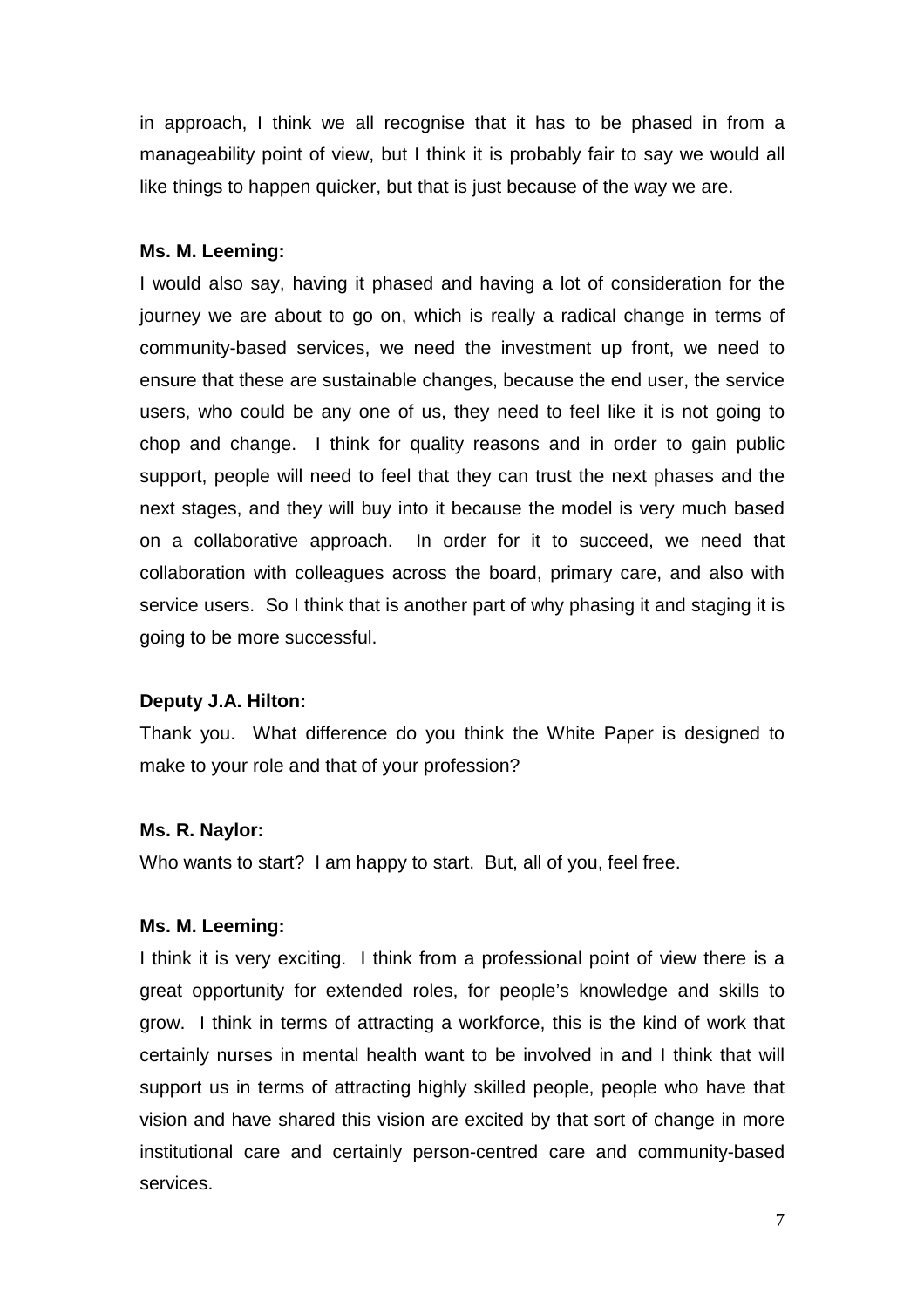in approach, I think we all recognise that it has to be phased in from a manageability point of view, but I think it is probably fair to say we would all like things to happen quicker, but that is just because of the way we are.

**Ms. M. Leeming:**

I would also say, having it phased and having a lot of consideration for the journey we are about to go on, which is really a radical change in terms of community-based services, we need the investment up front, we need to ensure that these are sustainable changes, because the end user, the service users, who could be any one of us, they need to feel like it is not going to chop and change. I think for quality reasons and in order to gain public support, people will need to feel that they can trust the next phases and the next stages, and they will buy into it because the model is very much based on a collaborative approach. In order for it to succeed, we need that collaboration with colleagues across the board, primary care, and also with service users. So I think that is another part of why phasing it and staging it is going to be more successful.

**Deputy J.A. Hilton:**

Thank you. What difference do you think the White Paper is designed to make to your role and that of your profession?

**Ms. R. Naylor:**

Who wants to start? I am happy to start. But, all of you, feel free.

**Ms. M. Leeming:**

I think it is very exciting. I think from a professional point of view there is a great opportunity for extended roles, for people's knowledge and skills to grow. I think in terms of attracting a workforce, this is the kind of work that certainly nurses in mental health want to be involved in and I think that will support us in terms of attracting highly skilled people, people who have that vision and have shared this vision are excited by that sort of change in more institutional care and certainly person-centred care and community-based services.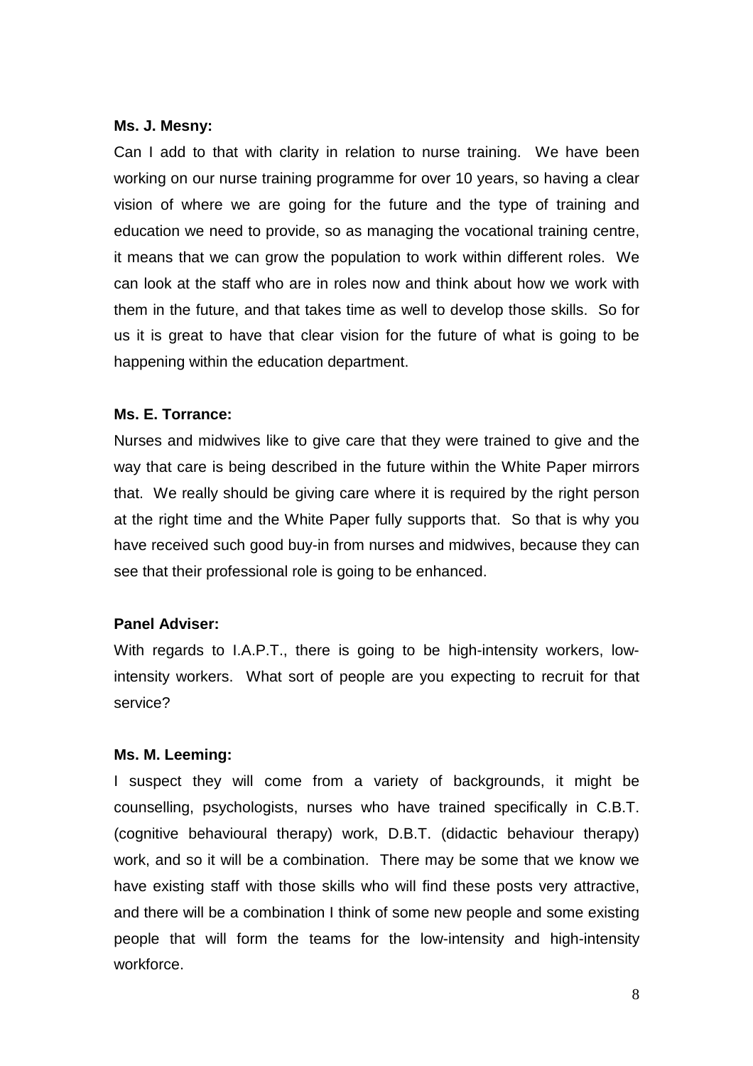**Ms. J. Mesny:**

Can I add to that with clarity in relation to nurse training. We have been working on our nurse training programme for over 10 years, so having a clear vision of where we are going for the future and the type of training and education we need to provide, so as managing the vocational training centre, it means that we can grow the population to work within different roles. We can look at the staff who are in roles now and think about how we work with them in the future, and that takes time as well to develop those skills. So for us it is great to have that clear vision for the future of what is going to be happening within the education department.

**Ms. E. Torrance:**

Nurses and midwives like to give care that they were trained to give and the way that care is being described in the future within the White Paper mirrors that. We really should be giving care where it is required by the right person at the right time and the White Paper fully supports that. So that is why you have received such good buy-in from nurses and midwives, because they can see that their professional role is going to be enhanced.

**Panel Adviser:**

With regards to I.A.P.T., there is going to be high-intensity workers, low-intensity workers. What sort of people are you expecting to recruit for that service?

**Ms. M. Leeming:**

I suspect they will come from a variety of backgrounds, it might be counselling, psychologists, nurses who have trained specifically in C.B.T. (cognitive behavioural therapy) work, D.B.T. (didactic behaviour therapy) work, and so it will be a combination. There may be some that we know we have existing staff with those skills who will find these posts very attractive, and there will be a combination I think of some new people and some existing people that will form the teams for the low-intensity and high-intensity workforce.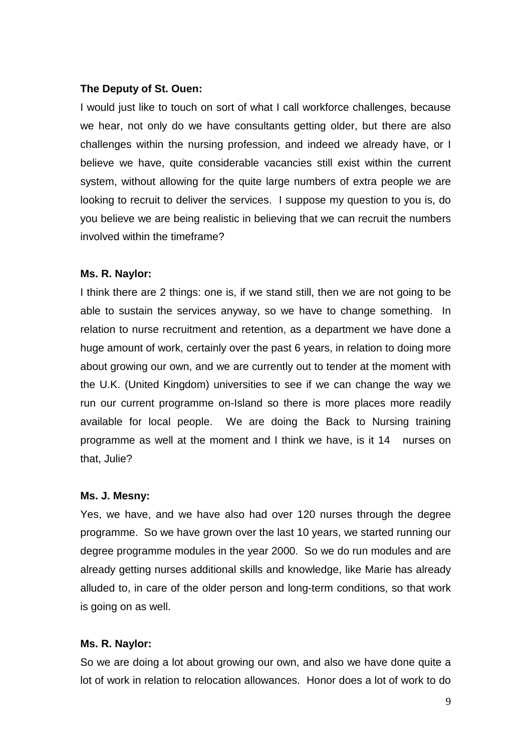**The Deputy of St. Ouen:**

I would just like to touch on sort of what I call workforce challenges, because we hear, not only do we have consultants getting older, but there are also challenges within the nursing profession, and indeed we already have, or I believe we have, quite considerable vacancies still exist within the current system, without allowing for the quite large numbers of extra people we are looking to recruit to deliver the services. I suppose my question to you is, do you believe we are being realistic in believing that we can recruit the numbers involved within the timeframe?

**Ms. R. Naylor:**

I think there are 2 things: one is, if we stand still, then we are not going to be able to sustain the services anyway, so we have to change something. In relation to nurse recruitment and retention, as a department we have done a huge amount of work, certainly over the past 6 years, in relation to doing more about growing our own, and we are currently out to tender at the moment with the U.K. (United Kingdom) universities to see if we can change the way we run our current programme on-Island so there is more places more readily available for local people. We are doing the Back to Nursing training programme as well at the moment and I think we have, is it 14 nurses on that, Julie?

**Ms. J. Mesny:**

Yes, we have, and we have also had over 120 nurses through the degree programme. So we have grown over the last 10 years, we started running our degree programme modules in the year 2000. So we do run modules and are already getting nurses additional skills and knowledge, like Marie has already alluded to, in care of the older person and long-term conditions, so that work is going on as well.

**Ms. R. Naylor:**

So we are doing a lot about growing our own, and also we have done quite a lot of work in relation to relocation allowances. Honor does a lot of work to do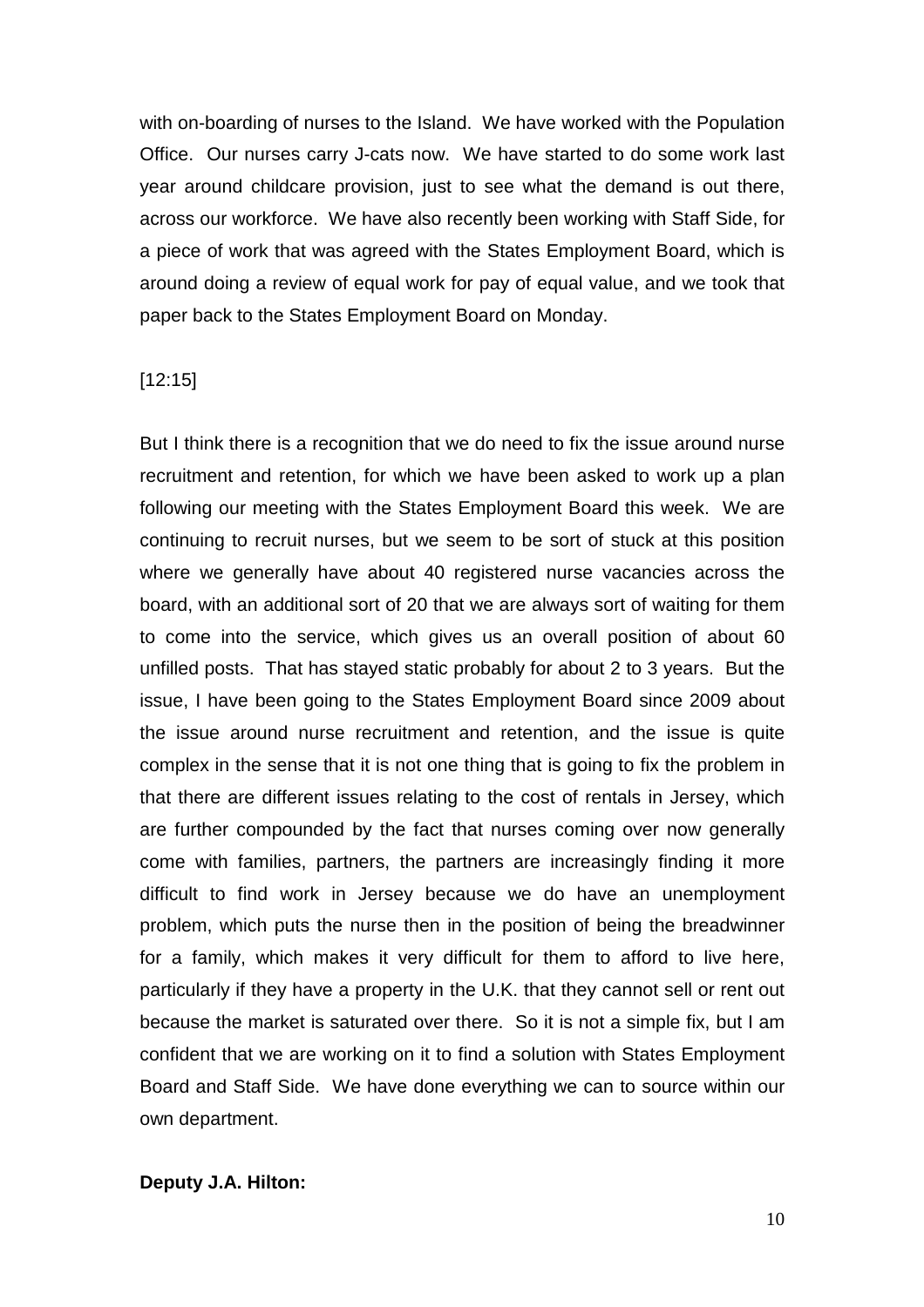with on-boarding of nurses to the Island. We have worked with the Population Office. Our nurses carry J-cats now. We have started to do some work last year around childcare provision, just to see what the demand is out there, across our workforce. We have also recently been working with Staff Side, for a piece of work that was agreed with the States Employment Board, which is around doing a review of equal work for pay of equal value, and we took that paper back to the States Employment Board on Monday.

[12:15]

But I think there is a recognition that we do need to fix the issue around nurse recruitment and retention, for which we have been asked to work up a plan following our meeting with the States Employment Board this week. We are continuing to recruit nurses, but we seem to be sort of stuck at this position where we generally have about 40 registered nurse vacancies across the board, with an additional sort of 20 that we are always sort of waiting for them to come into the service, which gives us an overall position of about 60 unfilled posts. That has stayed static probably for about 2 to 3 years. But the issue, I have been going to the States Employment Board since 2009 about the issue around nurse recruitment and retention, and the issue is quite complex in the sense that it is not one thing that is going to fix the problem in that there are different issues relating to the cost of rentals in Jersey, which are further compounded by the fact that nurses coming over now generally come with families, partners, the partners are increasingly finding it more difficult to find work in Jersey because we do have an unemployment problem, which puts the nurse then in the position of being the breadwinner for a family, which makes it very difficult for them to afford to live here, particularly if they have a property in the U.K. that they cannot sell or rent out because the market is saturated over there. So it is not a simple fix, but I am confident that we are working on it to find a solution with States Employment Board and Staff Side. We have done everything we can to source within our own department.

**Deputy J.A. Hilton:**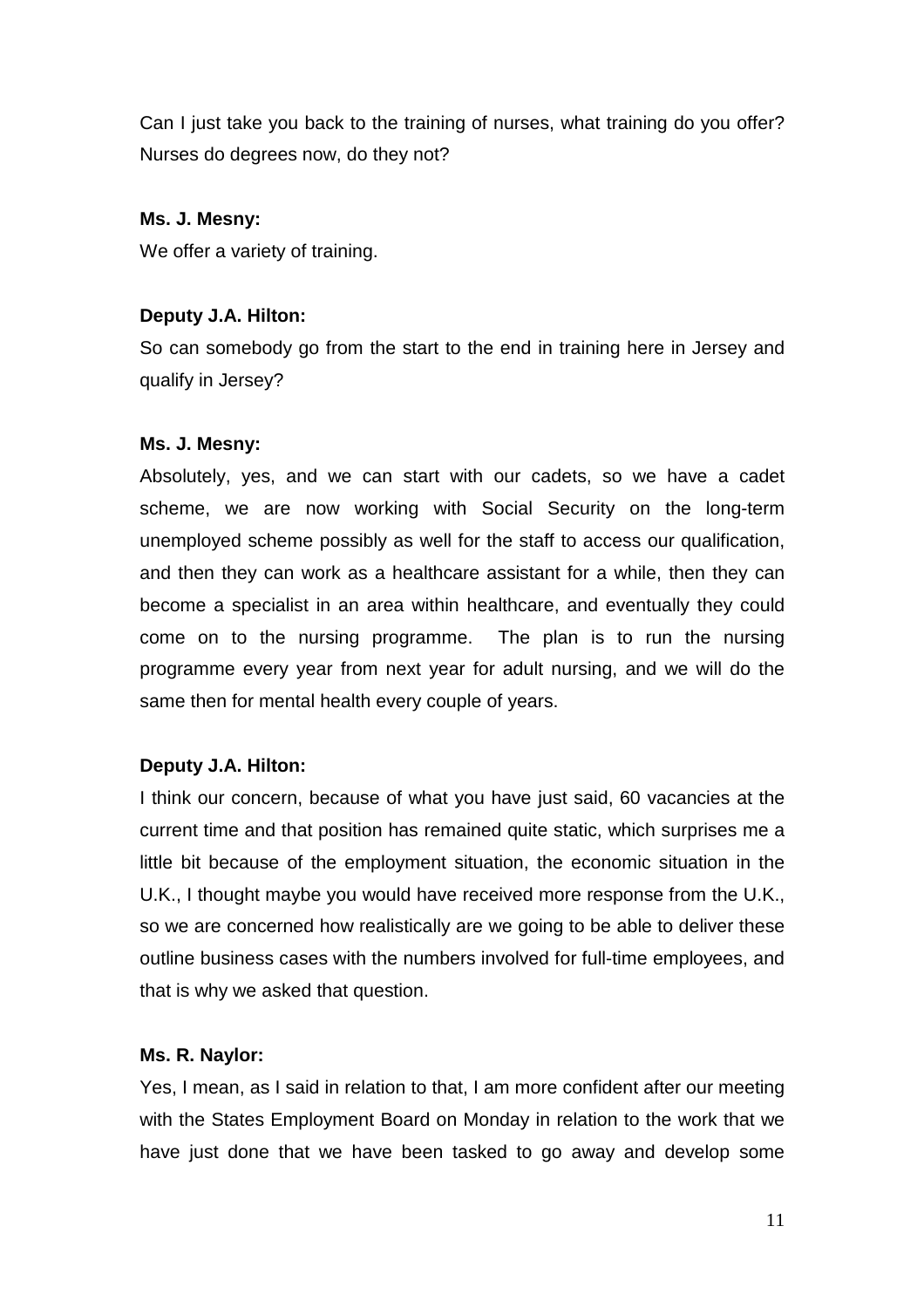Can I just take you back to the training of nurses, what training do you offer? Nurses do degrees now, do they not?

**Ms. J. Mesny:**

We offer a variety of training.

**Deputy J.A. Hilton:**

So can somebody go from the start to the end in training here in Jersey and qualify in Jersey?

**Ms. J. Mesny:**

Absolutely, yes, and we can start with our cadets, so we have a cadet scheme, we are now working with Social Security on the long-term unemployed scheme possibly as well for the staff to access our qualification, and then they can work as a healthcare assistant for a while, then they can become a specialist in an area within healthcare, and eventually they could come on to the nursing programme. The plan is to run the nursing programme every year from next year for adult nursing, and we will do the same then for mental health every couple of years.

**Deputy J.A. Hilton:**

I think our concern, because of what you have just said, 60 vacancies at the current time and that position has remained quite static, which surprises me a little bit because of the employment situation, the economic situation in the U.K., I thought maybe you would have received more response from the U.K., so we are concerned how realistically are we going to be able to deliver these outline business cases with the numbers involved for full-time employees, and that is why we asked that question.

**Ms. R. Naylor:**

Yes, I mean, as I said in relation to that, I am more confident after our meeting with the States Employment Board on Monday in relation to the work that we have just done that we have been tasked to go away and develop some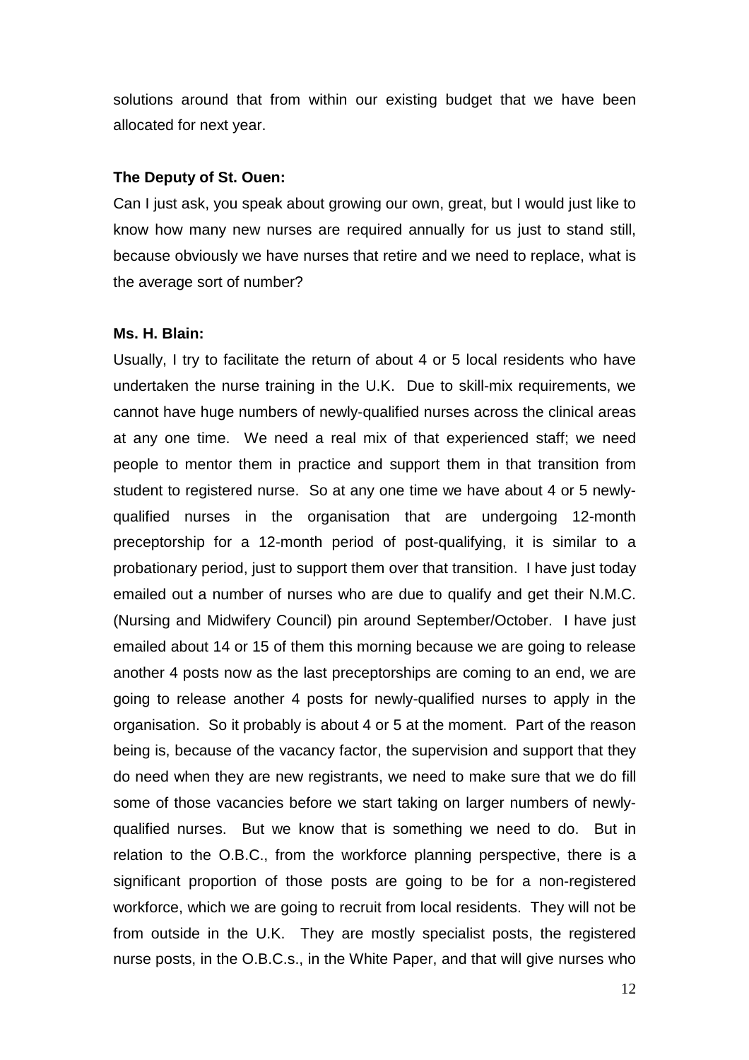solutions around that from within our existing budget that we have been allocated for next year.

**The Deputy of St. Ouen:**

Can I just ask, you speak about growing our own, great, but I would just like to know how many new nurses are required annually for us just to stand still, because obviously we have nurses that retire and we need to replace, what is the average sort of number?

**Ms. H. Blain:**

Usually, I try to facilitate the return of about 4 or 5 local residents who have undertaken the nurse training in the U.K. Due to skill-mix requirements, we cannot have huge numbers of newly-qualified nurses across the clinical areas at any one time. We need a real mix of that experienced staff; we need people to mentor them in practice and support them in that transition from student to registered nurse. So at any one time we have about 4 or 5 newly-qualified nurses in the organisation that are undergoing 12-month preceptorship for a 12-month period of post-qualifying, it is similar to a probationary period, just to support them over that transition. I have just today emailed out a number of nurses who are due to qualify and get their N.M.C. (Nursing and Midwifery Council) pin around September/October. I have just emailed about 14 or 15 of them this morning because we are going to release another 4 posts now as the last preceptorships are coming to an end, we are going to release another 4 posts for newly-qualified nurses to apply in the organisation. So it probably is about 4 or 5 at the moment. Part of the reason being is, because of the vacancy factor, the supervision and support that they do need when they are new registrants, we need to make sure that we do fill some of those vacancies before we start taking on larger numbers of newly-qualified nurses. But we know that is something we need to do. But in relation to the O.B.C., from the workforce planning perspective, there is a significant proportion of those posts are going to be for a non-registered workforce, which we are going to recruit from local residents. They will not be from outside in the U.K. They are mostly specialist posts, the registered nurse posts, in the O.B.C.s., in the White Paper, and that will give nurses who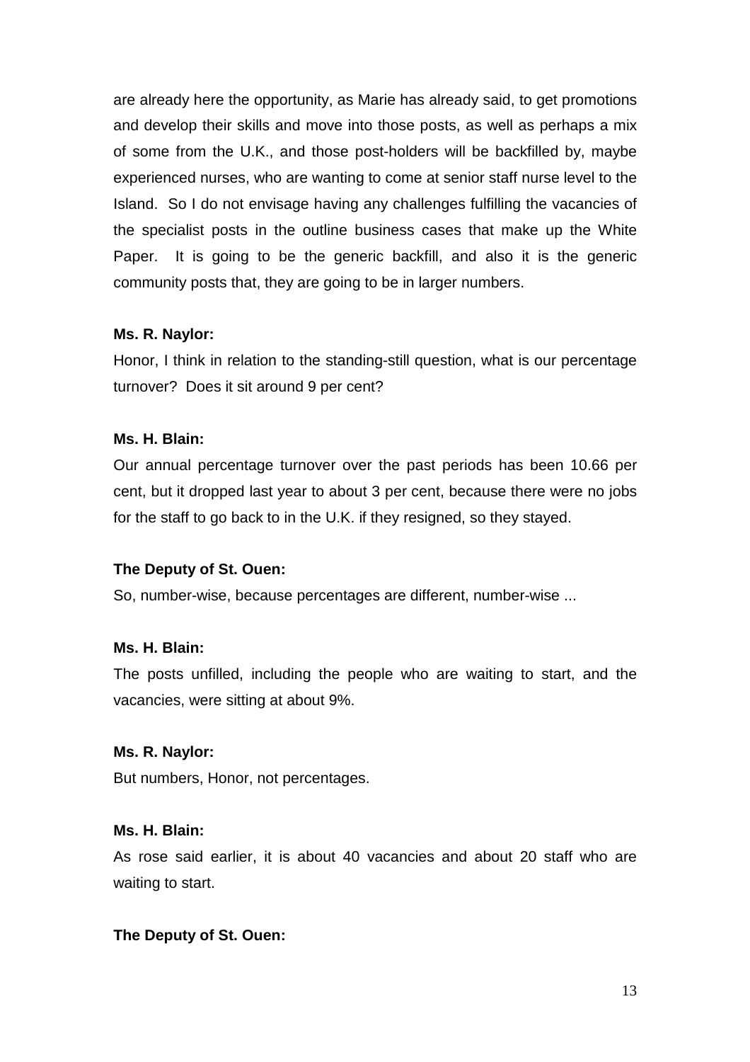are already here the opportunity, as Marie has already said, to get promotions and develop their skills and move into those posts, as well as perhaps a mix of some from the U.K., and those post-holders will be backfilled by, maybe experienced nurses, who are wanting to come at senior staff nurse level to the Island. So I do not envisage having any challenges fulfilling the vacancies of the specialist posts in the outline business cases that make up the White Paper. It is going to be the generic backfill, and also it is the generic community posts that, they are going to be in larger numbers.

**Ms. R. Naylor:**

Honor, I think in relation to the standing-still question, what is our percentage turnover? Does it sit around 9 per cent?

**Ms. H. Blain:**

Our annual percentage turnover over the past periods has been 10.66 per cent, but it dropped last year to about 3 per cent, because there were no jobs for the staff to go back to in the U.K. if they resigned, so they stayed.

**The Deputy of St. Ouen:**

So, number-wise, because percentages are different, number-wise ...

**Ms. H. Blain:**

The posts unfilled, including the people who are waiting to start, and the vacancies, were sitting at about 9%.

**Ms. R. Naylor:**

But numbers, Honor, not percentages.

**Ms. H. Blain:**

As rose said earlier, it is about 40 vacancies and about 20 staff who are waiting to start.

**The Deputy of St. Ouen:**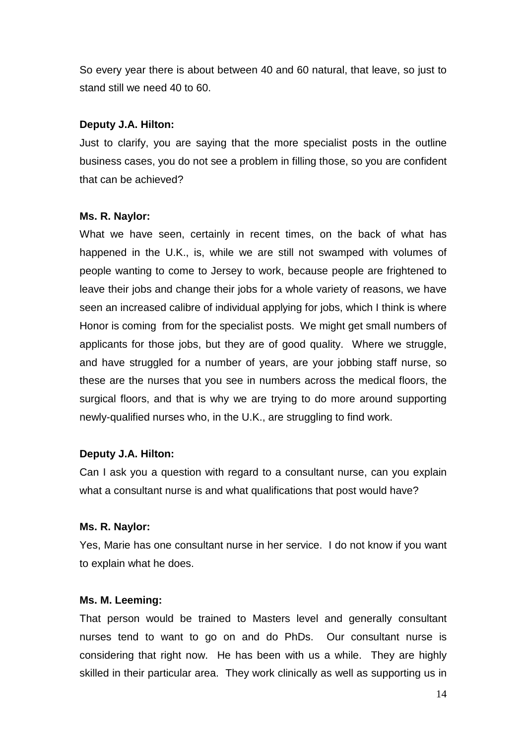So every year there is about between 40 and 60 natural, that leave, so just to stand still we need 40 to 60.

**Deputy J.A. Hilton:**

Just to clarify, you are saying that the more specialist posts in the outline business cases, you do not see a problem in filling those, so you are confident that can be achieved?

**Ms. R. Naylor:**

What we have seen, certainly in recent times, on the back of what has happened in the U.K., is, while we are still not swamped with volumes of people wanting to come to Jersey to work, because people are frightened to leave their jobs and change their jobs for a whole variety of reasons, we have seen an increased calibre of individual applying for jobs, which I think is where Honor is coming from for the specialist posts. We might get small numbers of applicants for those jobs, but they are of good quality. Where we struggle, and have struggled for a number of years, are your jobbing staff nurse, so these are the nurses that you see in numbers across the medical floors, the surgical floors, and that is why we are trying to do more around supporting newly-qualified nurses who, in the U.K., are struggling to find work.

**Deputy J.A. Hilton:**

Can I ask you a question with regard to a consultant nurse, can you explain what a consultant nurse is and what qualifications that post would have?

**Ms. R. Naylor:**

Yes, Marie has one consultant nurse in her service. I do not know if you want to explain what he does.

**Ms. M. Leeming:**

That person would be trained to Masters level and generally consultant nurses tend to want to go on and do PhDs. Our consultant nurse is considering that right now. He has been with us a while. They are highly skilled in their particular area. They work clinically as well as supporting us in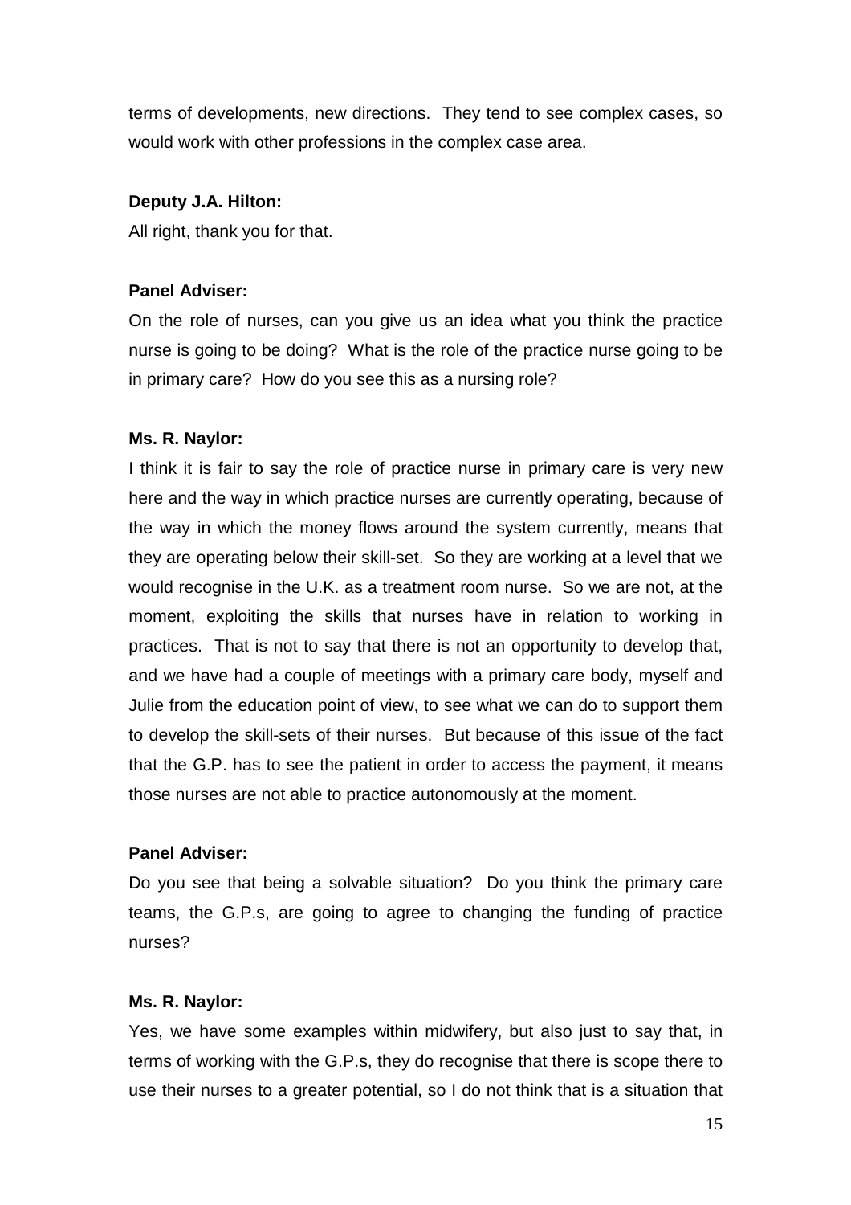terms of developments, new directions. They tend to see complex cases, so would work with other professions in the complex case area.

**Deputy J.A. Hilton:**

All right, thank you for that.

**Panel Adviser:**

On the role of nurses, can you give us an idea what you think the practice nurse is going to be doing? What is the role of the practice nurse going to be in primary care? How do you see this as a nursing role?

**Ms. R. Naylor:**

I think it is fair to say the role of practice nurse in primary care is very new here and the way in which practice nurses are currently operating, because of the way in which the money flows around the system currently, means that they are operating below their skill-set. So they are working at a level that we would recognise in the U.K. as a treatment room nurse. So we are not, at the moment, exploiting the skills that nurses have in relation to working in practices. That is not to say that there is not an opportunity to develop that, and we have had a couple of meetings with a primary care body, myself and Julie from the education point of view, to see what we can do to support them to develop the skill-sets of their nurses. But because of this issue of the fact that the G.P. has to see the patient in order to access the payment, it means those nurses are not able to practice autonomously at the moment.

**Panel Adviser:**

Do you see that being a solvable situation? Do you think the primary care teams, the G.P.s, are going to agree to changing the funding of practice nurses?

**Ms. R. Naylor:**

Yes, we have some examples within midwifery, but also just to say that, in terms of working with the G.P.s, they do recognise that there is scope there to use their nurses to a greater potential, so I do not think that is a situation that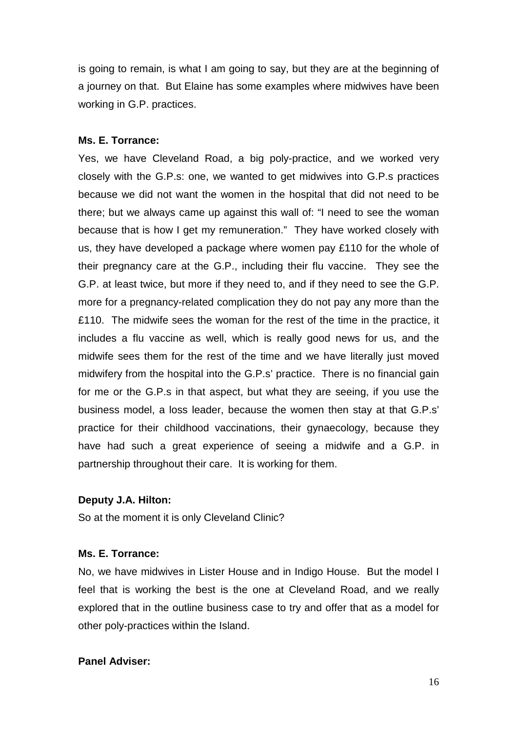is going to remain, is what I am going to say, but they are at the beginning of a journey on that. But Elaine has some examples where midwives have been working in G.P. practices.

**Ms. E. Torrance:**

Yes, we have Cleveland Road, a big poly-practice, and we worked very closely with the G.P.s: one, we wanted to get midwives into G.P.s practices because we did not want the women in the hospital that did not need to be there; but we always came up against this wall of: "I need to see the woman because that is how I get my remuneration." They have worked closely with us, they have developed a package where women pay £110 for the whole of their pregnancy care at the G.P., including their flu vaccine. They see the G.P. at least twice, but more if they need to, and if they need to see the G.P. more for a pregnancy-related complication they do not pay any more than the £110. The midwife sees the woman for the rest of the time in the practice, it includes a flu vaccine as well, which is really good news for us, and the midwife sees them for the rest of the time and we have literally just moved midwifery from the hospital into the G.P.s' practice. There is no financial gain for me or the G.P.s in that aspect, but what they are seeing, if you use the business model, a loss leader, because the women then stay at that G.P.s' practice for their childhood vaccinations, their gynaecology, because they have had such a great experience of seeing a midwife and a G.P. in partnership throughout their care. It is working for them.

**Deputy J.A. Hilton:**

So at the moment it is only Cleveland Clinic?

**Ms. E. Torrance:**

No, we have midwives in Lister House and in Indigo House. But the model I feel that is working the best is the one at Cleveland Road, and we really explored that in the outline business case to try and offer that as a model for other poly-practices within the Island.

**Panel Adviser:**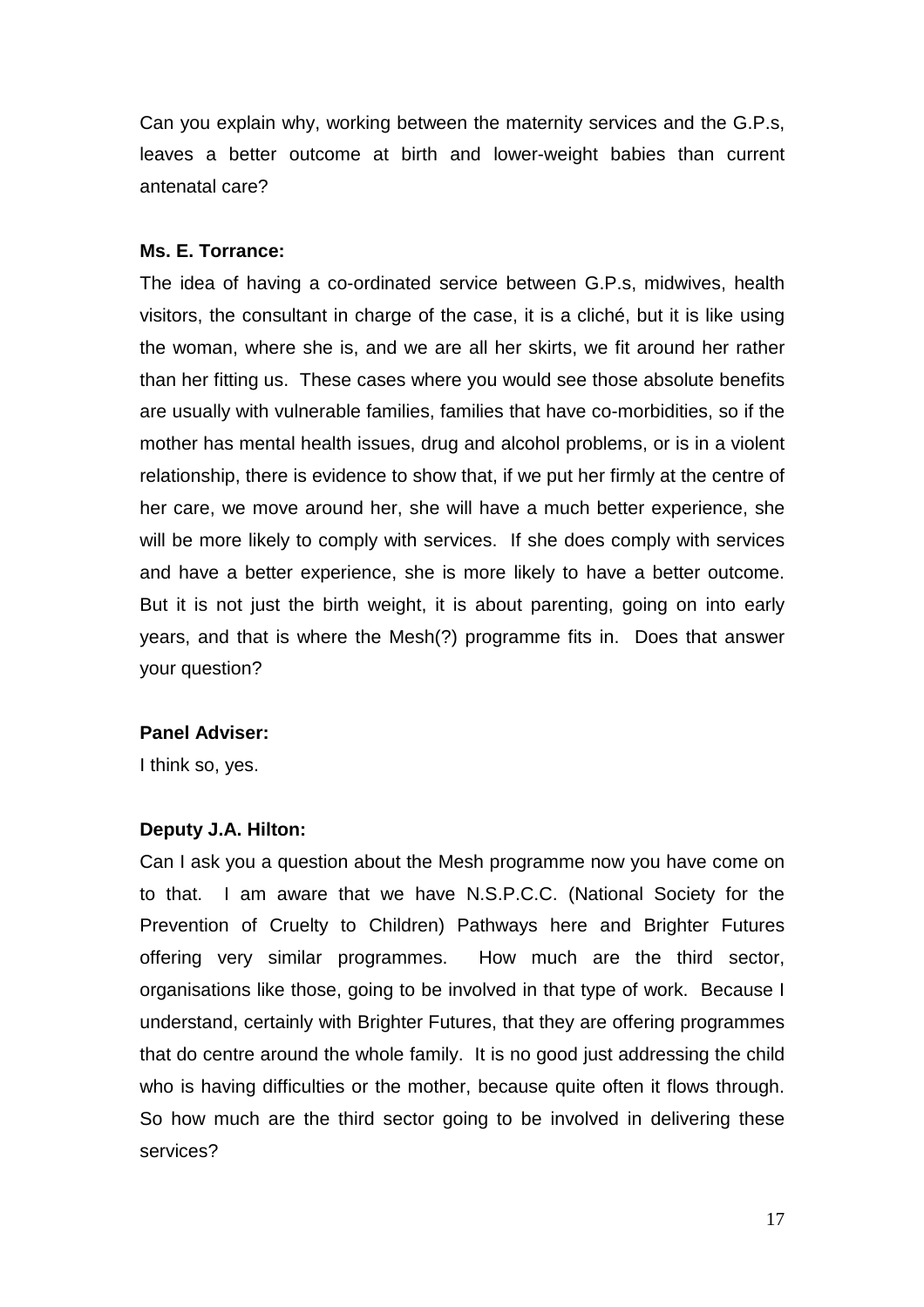Can you explain why, working between the maternity services and the G.P.s, leaves a better outcome at birth and lower-weight babies than current antenatal care?

**Ms. E. Torrance:**

The idea of having a co-ordinated service between G.P.s, midwives, health visitors, the consultant in charge of the case, it is a cliché, but it is like using the woman, where she is, and we are all her skirts, we fit around her rather than her fitting us. These cases where you would see those absolute benefits are usually with vulnerable families, families that have co-morbidities, so if the mother has mental health issues, drug and alcohol problems, or is in a violent relationship, there is evidence to show that, if we put her firmly at the centre of her care, we move around her, she will have a much better experience, she will be more likely to comply with services. If she does comply with services and have a better experience, she is more likely to have a better outcome. But it is not just the birth weight, it is about parenting, going on into early years, and that is where the Mesh(?) programme fits in. Does that answer your question?

**Panel Adviser:**

I think so, yes.

**Deputy J.A. Hilton:**

Can I ask you a question about the Mesh programme now you have come on to that. I am aware that we have N.S.P.C.C. (National Society for the Prevention of Cruelty to Children) Pathways here and Brighter Futures offering very similar programmes. How much are the third sector, organisations like those, going to be involved in that type of work. Because I understand, certainly with Brighter Futures, that they are offering programmes that do centre around the whole family. It is no good just addressing the child who is having difficulties or the mother, because quite often it flows through. So how much are the third sector going to be involved in delivering these services?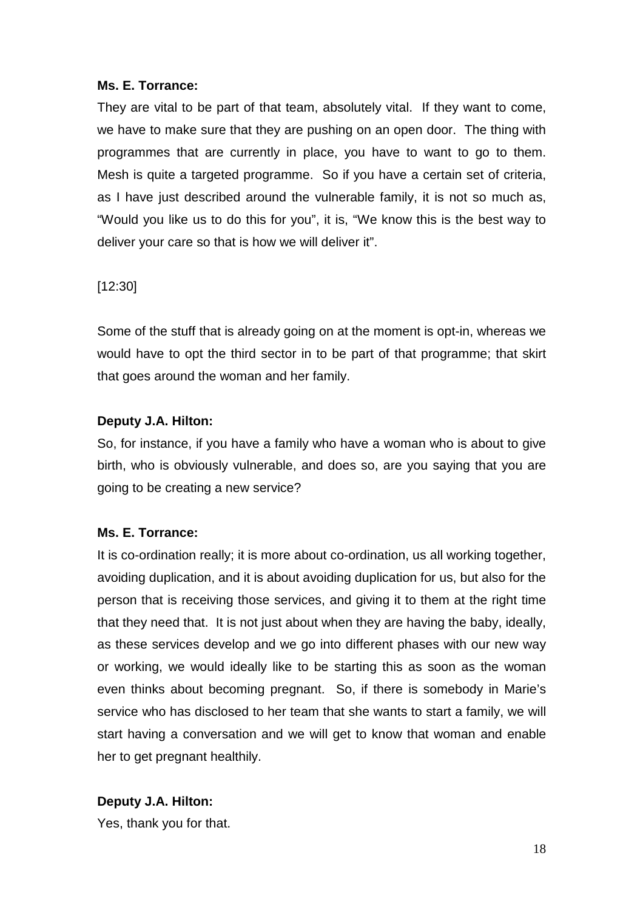**Ms. E. Torrance:**

They are vital to be part of that team, absolutely vital. If they want to come, we have to make sure that they are pushing on an open door. The thing with programmes that are currently in place, you have to want to go to them. Mesh is quite a targeted programme. So if you have a certain set of criteria, as I have just described around the vulnerable family, it is not so much as, "Would you like us to do this for you", it is, "We know this is the best way to deliver your care so that is how we will deliver it".

[12:30]

Some of the stuff that is already going on at the moment is opt-in, whereas we would have to opt the third sector in to be part of that programme; that skirt that goes around the woman and her family.

**Deputy J.A. Hilton:**

So, for instance, if you have a family who have a woman who is about to give birth, who is obviously vulnerable, and does so, are you saying that you are going to be creating a new service?

**Ms. E. Torrance:**

It is co-ordination really; it is more about co-ordination, us all working together, avoiding duplication, and it is about avoiding duplication for us, but also for the person that is receiving those services, and giving it to them at the right time that they need that. It is not just about when they are having the baby, ideally, as these services develop and we go into different phases with our new way or working, we would ideally like to be starting this as soon as the woman even thinks about becoming pregnant. So, if there is somebody in Marie's service who has disclosed to her team that she wants to start a family, we will start having a conversation and we will get to know that woman and enable her to get pregnant healthily.

**Deputy J.A. Hilton:**

Yes, thank you for that.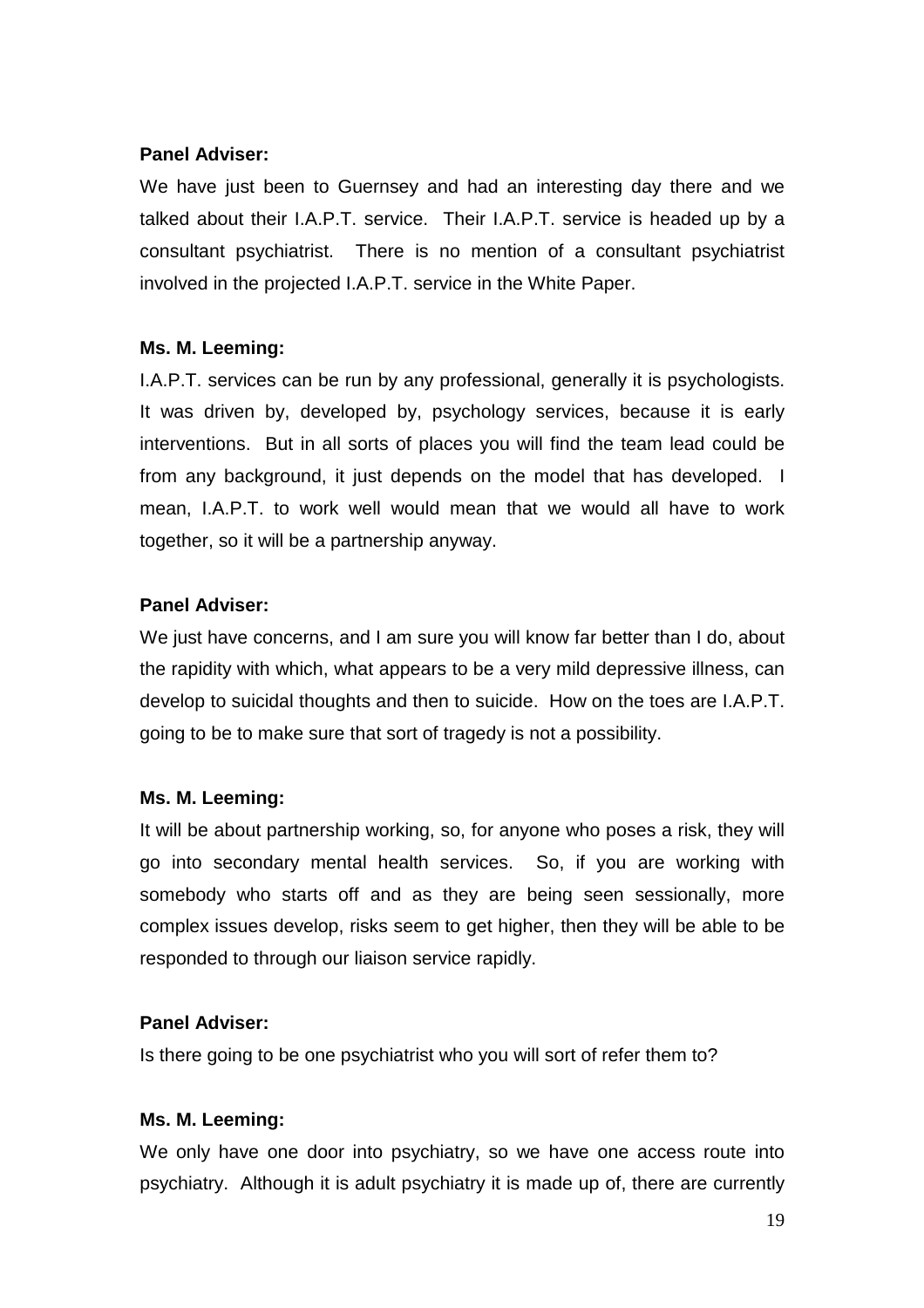**Panel Adviser:**

We have just been to Guernsey and had an interesting day there and we talked about their I.A.P.T. service. Their I.A.P.T. service is headed up by a consultant psychiatrist. There is no mention of a consultant psychiatrist involved in the projected I.A.P.T. service in the White Paper.

**Ms. M. Leeming:**

I.A.P.T. services can be run by any professional, generally it is psychologists. It was driven by, developed by, psychology services, because it is early interventions. But in all sorts of places you will find the team lead could be from any background, it just depends on the model that has developed. I mean, I.A.P.T. to work well would mean that we would all have to work together, so it will be a partnership anyway.

**Panel Adviser:**

We just have concerns, and I am sure you will know far better than I do, about the rapidity with which, what appears to be a very mild depressive illness, can develop to suicidal thoughts and then to suicide. How on the toes are I.A.P.T. going to be to make sure that sort of tragedy is not a possibility.

**Ms. M. Leeming:**

It will be about partnership working, so, for anyone who poses a risk, they will go into secondary mental health services. So, if you are working with somebody who starts off and as they are being seen sessionally, more complex issues develop, risks seem to get higher, then they will be able to be responded to through our liaison service rapidly.

**Panel Adviser:**

Is there going to be one psychiatrist who you will sort of refer them to?

**Ms. M. Leeming:**

We only have one door into psychiatry, so we have one access route into psychiatry. Although it is adult psychiatry it is made up of, there are currently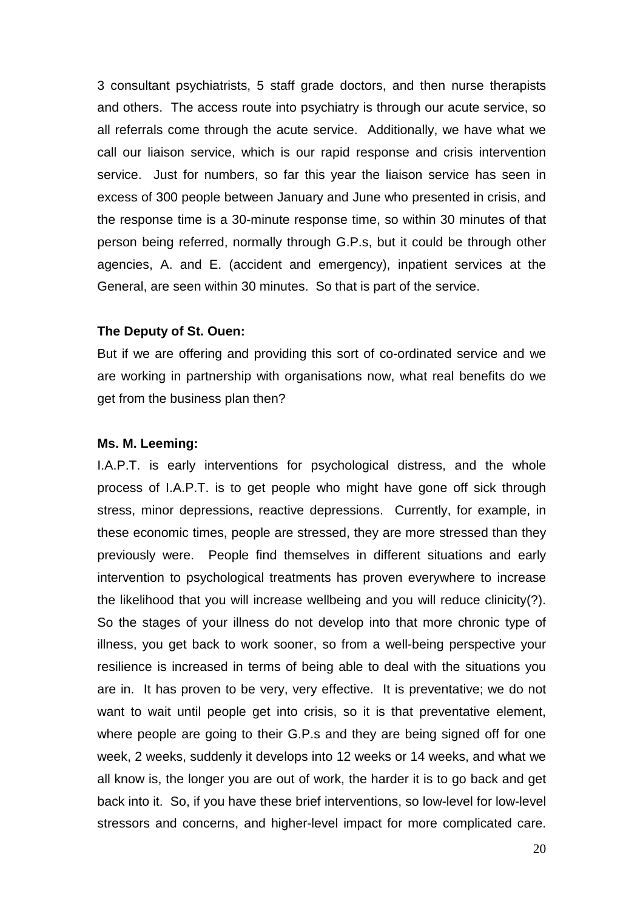3 consultant psychiatrists, 5 staff grade doctors, and then nurse therapists and others. The access route into psychiatry is through our acute service, so all referrals come through the acute service. Additionally, we have what we call our liaison service, which is our rapid response and crisis intervention service. Just for numbers, so far this year the liaison service has seen in excess of 300 people between January and June who presented in crisis, and the response time is a 30-minute response time, so within 30 minutes of that person being referred, normally through G.P.s, but it could be through other agencies, A. and E. (accident and emergency), inpatient services at the General, are seen within 30 minutes. So that is part of the service.

**The Deputy of St. Ouen:**

But if we are offering and providing this sort of co-ordinated service and we are working in partnership with organisations now, what real benefits do we get from the business plan then?

**Ms. M. Leeming:**

I.A.P.T. is early interventions for psychological distress, and the whole process of I.A.P.T. is to get people who might have gone off sick through stress, minor depressions, reactive depressions. Currently, for example, in these economic times, people are stressed, they are more stressed than they previously were. People find themselves in different situations and early intervention to psychological treatments has proven everywhere to increase the likelihood that you will increase wellbeing and you will reduce clinicity(?). So the stages of your illness do not develop into that more chronic type of illness, you get back to work sooner, so from a well-being perspective your resilience is increased in terms of being able to deal with the situations you are in. It has proven to be very, very effective. It is preventative; we do not want to wait until people get into crisis, so it is that preventative element, where people are going to their G.P.s and they are being signed off for one week, 2 weeks, suddenly it develops into 12 weeks or 14 weeks, and what we all know is, the longer you are out of work, the harder it is to go back and get back into it. So, if you have these brief interventions, so low-level for low-level stressors and concerns, and higher-level impact for more complicated care.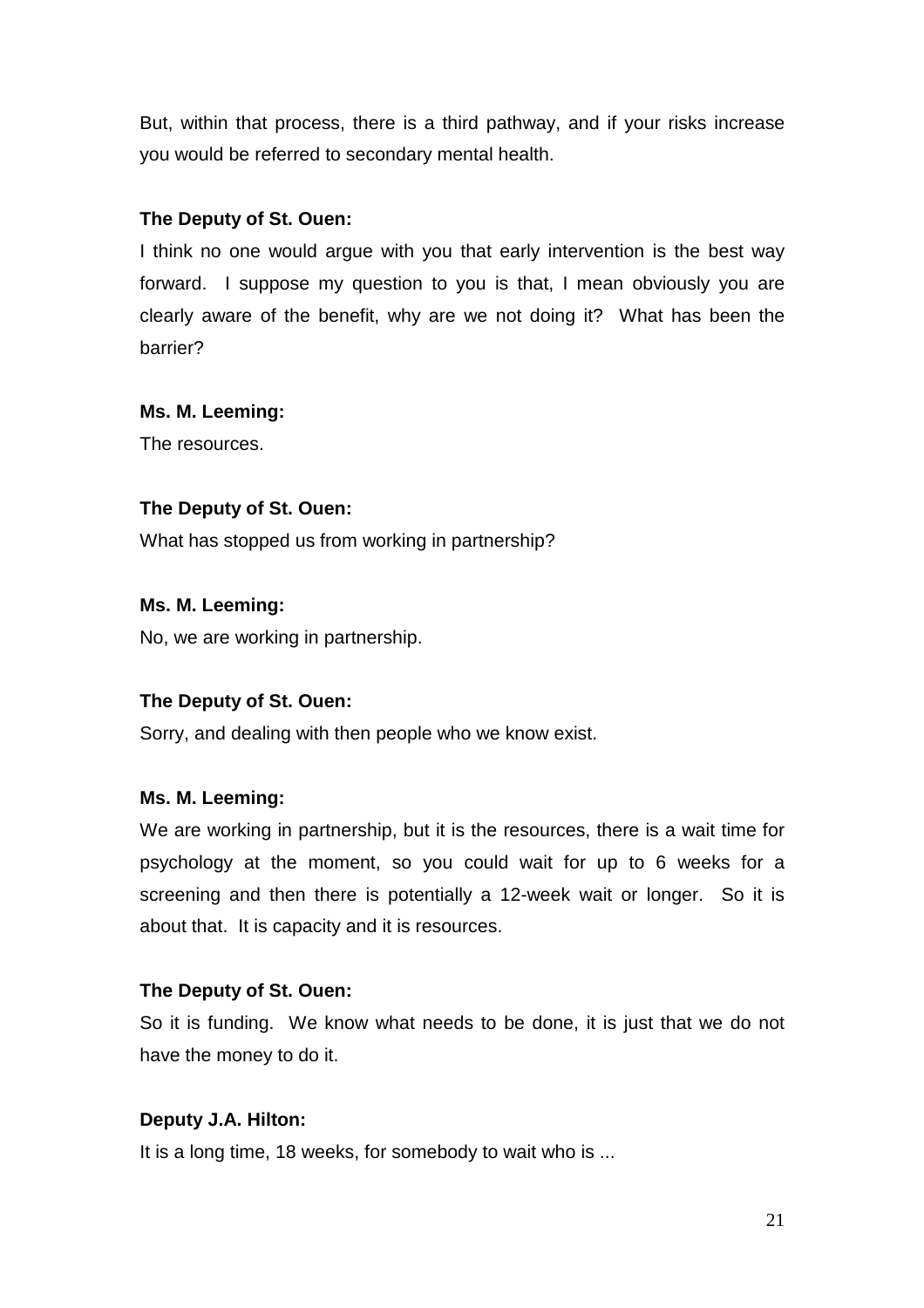But, within that process, there is a third pathway, and if your risks increase you would be referred to secondary mental health.

**The Deputy of St. Ouen:**

I think no one would argue with you that early intervention is the best way forward. I suppose my question to you is that, I mean obviously you are clearly aware of the benefit, why are we not doing it? What has been the barrier?

**Ms. M. Leeming:**

The resources.

**The Deputy of St. Ouen:**

What has stopped us from working in partnership?

**Ms. M. Leeming:**

No, we are working in partnership.

**The Deputy of St. Ouen:**

Sorry, and dealing with then people who we know exist.

**Ms. M. Leeming:**

We are working in partnership, but it is the resources, there is a wait time for psychology at the moment, so you could wait for up to 6 weeks for a screening and then there is potentially a 12-week wait or longer. So it is about that. It is capacity and it is resources.

**The Deputy of St. Ouen:**

So it is funding. We know what needs to be done, it is just that we do not have the money to do it.

**Deputy J.A. Hilton:**

It is a long time, 18 weeks, for somebody to wait who is ...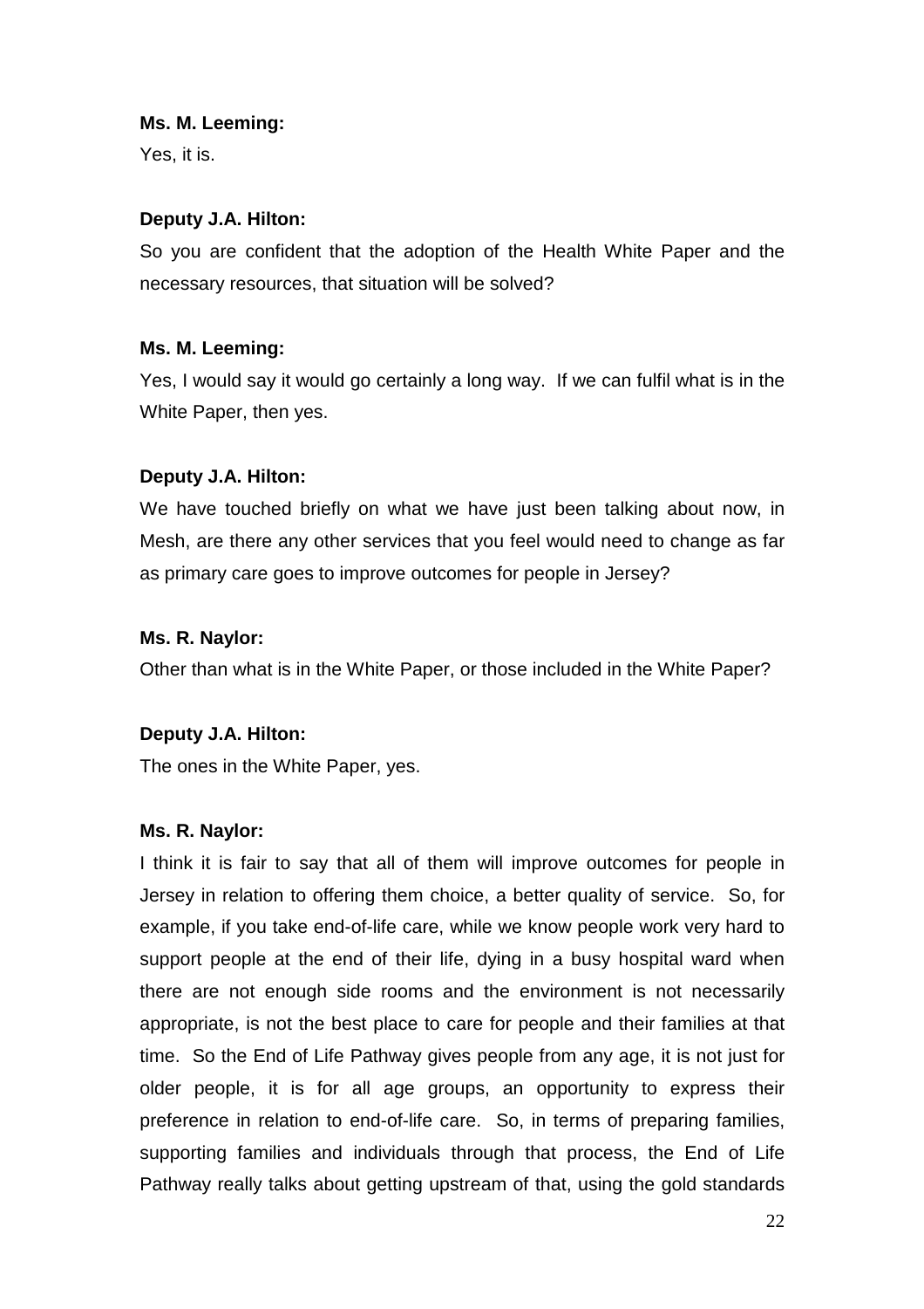**Ms. M. Leeming:**

Yes, it is.

**Deputy J.A. Hilton:**

So you are confident that the adoption of the Health White Paper and the necessary resources, that situation will be solved?

**Ms. M. Leeming:**

Yes, I would say it would go certainly a long way. If we can fulfil what is in the White Paper, then yes.

**Deputy J.A. Hilton:**

We have touched briefly on what we have just been talking about now, in Mesh, are there any other services that you feel would need to change as far as primary care goes to improve outcomes for people in Jersey?

**Ms. R. Naylor:**

Other than what is in the White Paper, or those included in the White Paper?

**Deputy J.A. Hilton:**

The ones in the White Paper, yes.

**Ms. R. Naylor:**

I think it is fair to say that all of them will improve outcomes for people in Jersey in relation to offering them choice, a better quality of service. So, for example, if you take end-of-life care, while we know people work very hard to support people at the end of their life, dying in a busy hospital ward when there are not enough side rooms and the environment is not necessarily appropriate, is not the best place to care for people and their families at that time. So the End of Life Pathway gives people from any age, it is not just for older people, it is for all age groups, an opportunity to express their preference in relation to end-of-life care. So, in terms of preparing families, supporting families and individuals through that process, the End of Life Pathway really talks about getting upstream of that, using the gold standards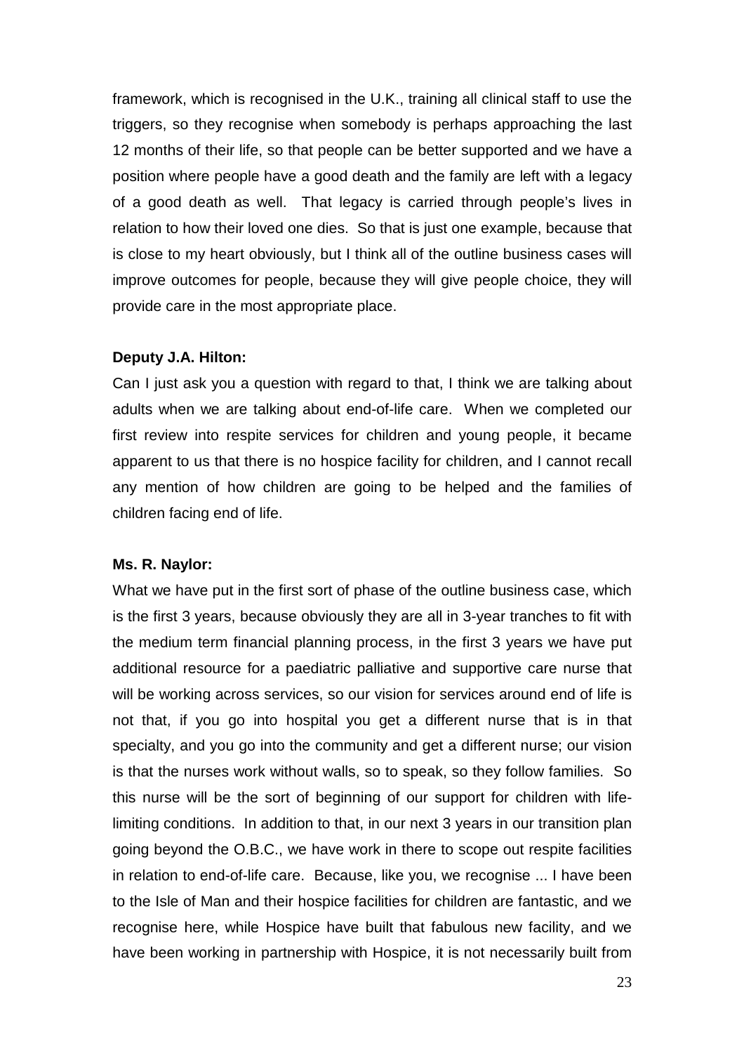framework, which is recognised in the U.K., training all clinical staff to use the triggers, so they recognise when somebody is perhaps approaching the last 12 months of their life, so that people can be better supported and we have a position where people have a good death and the family are left with a legacy of a good death as well. That legacy is carried through people's lives in relation to how their loved one dies. So that is just one example, because that is close to my heart obviously, but I think all of the outline business cases will improve outcomes for people, because they will give people choice, they will provide care in the most appropriate place.

**Deputy J.A. Hilton:**

Can I just ask you a question with regard to that, I think we are talking about adults when we are talking about end-of-life care. When we completed our first review into respite services for children and young people, it became apparent to us that there is no hospice facility for children, and I cannot recall any mention of how children are going to be helped and the families of children facing end of life.

**Ms. R. Naylor:**

What we have put in the first sort of phase of the outline business case, which is the first 3 years, because obviously they are all in 3-year tranches to fit with the medium term financial planning process, in the first 3 years we have put additional resource for a paediatric palliative and supportive care nurse that will be working across services, so our vision for services around end of life is not that, if you go into hospital you get a different nurse that is in that specialty, and you go into the community and get a different nurse; our vision is that the nurses work without walls, so to speak, so they follow families. So this nurse will be the sort of beginning of our support for children with life-limiting conditions. In addition to that, in our next 3 years in our transition plan going beyond the O.B.C., we have work in there to scope out respite facilities in relation to end-of-life care. Because, like you, we recognise ... I have been to the Isle of Man and their hospice facilities for children are fantastic, and we recognise here, while Hospice have built that fabulous new facility, and we have been working in partnership with Hospice, it is not necessarily built from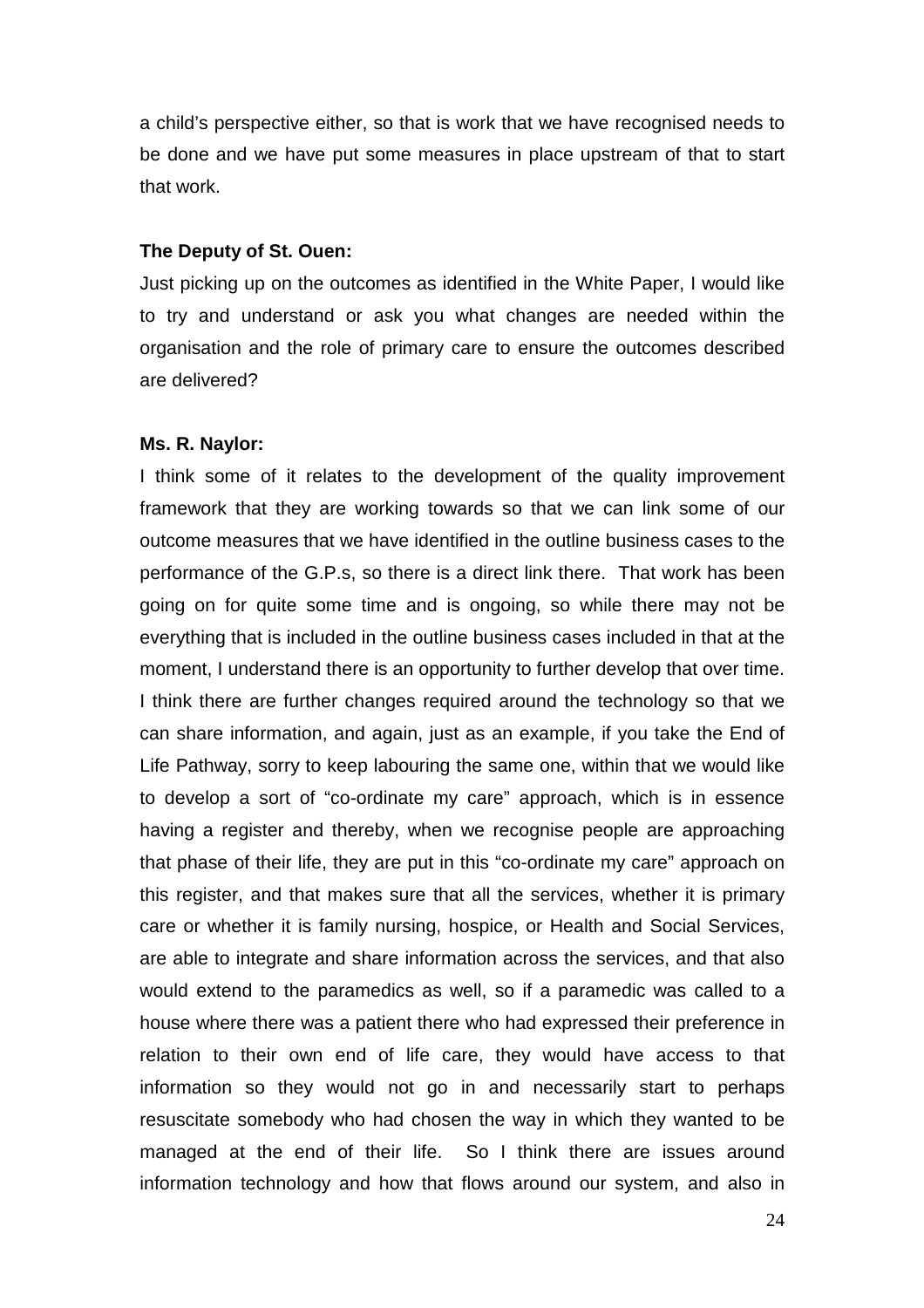a child's perspective either, so that is work that we have recognised needs to be done and we have put some measures in place upstream of that to start that work.

**The Deputy of St. Ouen:**

Just picking up on the outcomes as identified in the White Paper, I would like to try and understand or ask you what changes are needed within the organisation and the role of primary care to ensure the outcomes described are delivered?

**Ms. R. Naylor:**

I think some of it relates to the development of the quality improvement framework that they are working towards so that we can link some of our outcome measures that we have identified in the outline business cases to the performance of the G.P.s, so there is a direct link there. That work has been going on for quite some time and is ongoing, so while there may not be everything that is included in the outline business cases included in that at the moment, I understand there is an opportunity to further develop that over time. I think there are further changes required around the technology so that we can share information, and again, just as an example, if you take the End of Life Pathway, sorry to keep labouring the same one, within that we would like to develop a sort of "co-ordinate my care" approach, which is in essence having a register and thereby, when we recognise people are approaching that phase of their life, they are put in this "co-ordinate my care" approach on this register, and that makes sure that all the services, whether it is primary care or whether it is family nursing, hospice, or Health and Social Services, are able to integrate and share information across the services, and that also would extend to the paramedics as well, so if a paramedic was called to a house where there was a patient there who had expressed their preference in relation to their own end of life care, they would have access to that information so they would not go in and necessarily start to perhaps resuscitate somebody who had chosen the way in which they wanted to be managed at the end of their life. So I think there are issues around information technology and how that flows around our system, and also in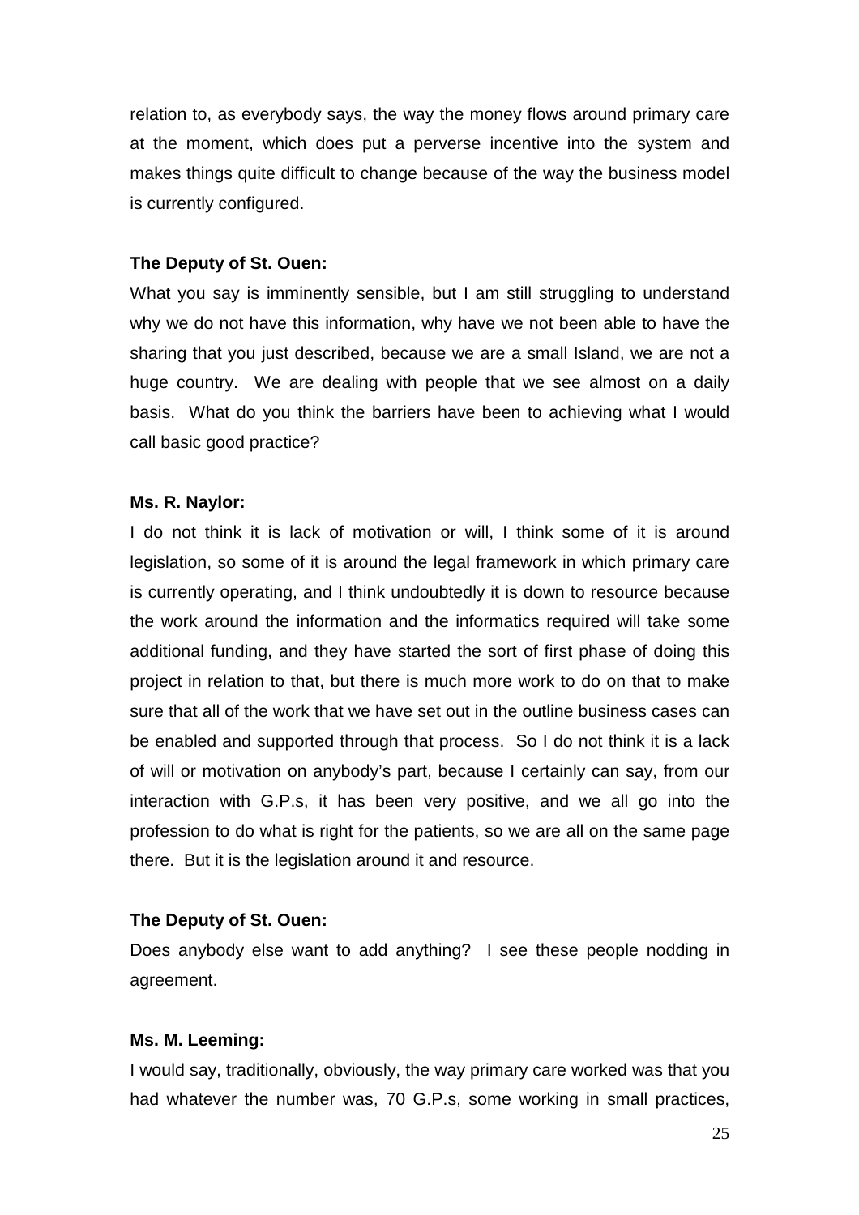relation to, as everybody says, the way the money flows around primary care at the moment, which does put a perverse incentive into the system and makes things quite difficult to change because of the way the business model is currently configured.

**The Deputy of St. Ouen:**

What you say is imminently sensible, but I am still struggling to understand why we do not have this information, why have we not been able to have the sharing that you just described, because we are a small Island, we are not a huge country. We are dealing with people that we see almost on a daily basis. What do you think the barriers have been to achieving what I would call basic good practice?

**Ms. R. Naylor:**

I do not think it is lack of motivation or will, I think some of it is around legislation, so some of it is around the legal framework in which primary care is currently operating, and I think undoubtedly it is down to resource because the work around the information and the informatics required will take some additional funding, and they have started the sort of first phase of doing this project in relation to that, but there is much more work to do on that to make sure that all of the work that we have set out in the outline business cases can be enabled and supported through that process. So I do not think it is a lack of will or motivation on anybody's part, because I certainly can say, from our interaction with G.P.s, it has been very positive, and we all go into the profession to do what is right for the patients, so we are all on the same page there. But it is the legislation around it and resource.

**The Deputy of St. Ouen:**

Does anybody else want to add anything? I see these people nodding in agreement.

**Ms. M. Leeming:**

I would say, traditionally, obviously, the way primary care worked was that you had whatever the number was, 70 G.P.s, some working in small practices,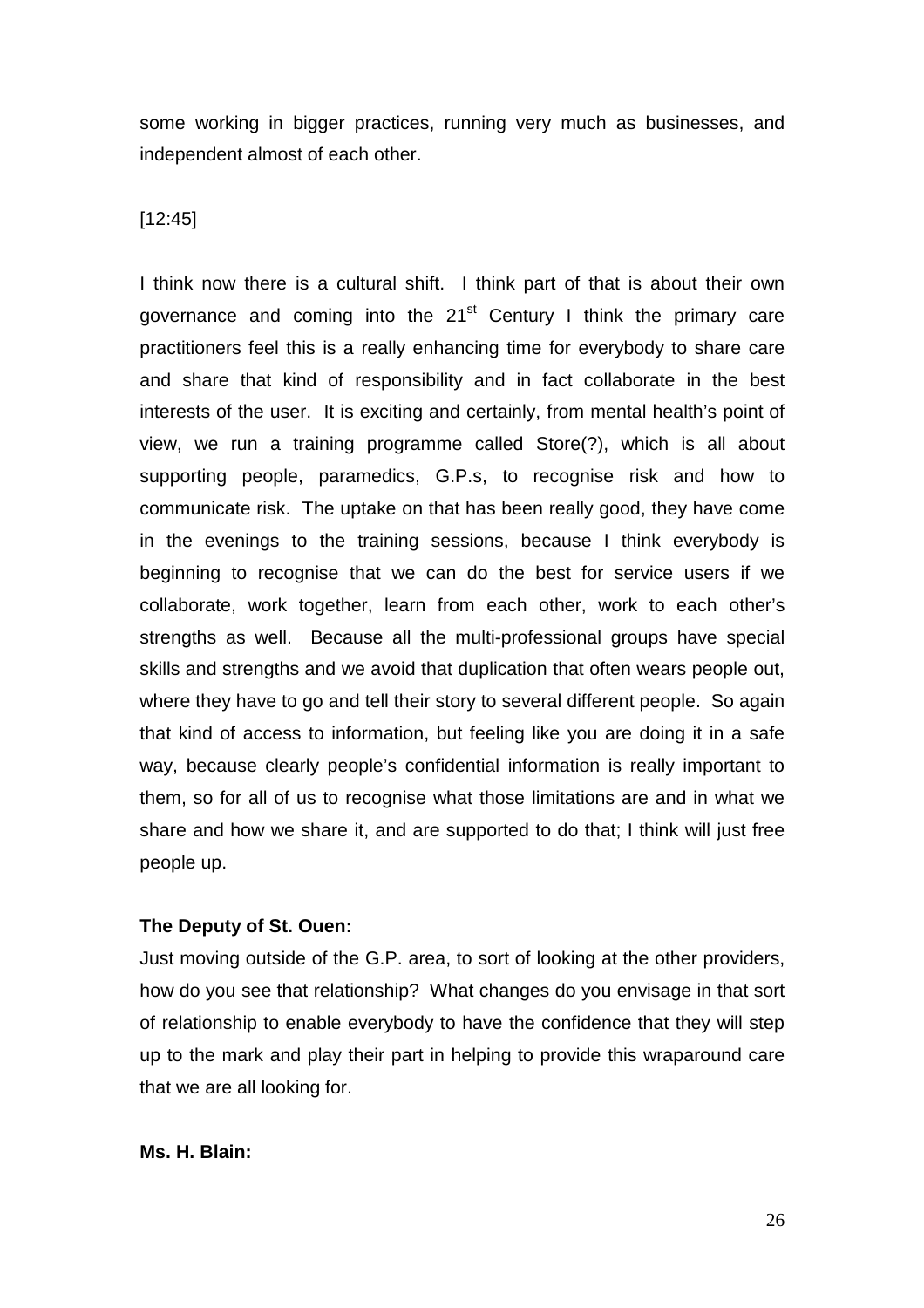some working in bigger practices, running very much as businesses, and independent almost of each other.

[12:45]

I think now there is a cultural shift. I think part of that is about their own governance and coming into the 21st Century I think the primary care practitioners feel this is a really enhancing time for everybody to share care and share that kind of responsibility and in fact collaborate in the best interests of the user. It is exciting and certainly, from mental health's point of view, we run a training programme called Store(?), which is all about supporting people, paramedics, G.P.s, to recognise risk and how to communicate risk. The uptake on that has been really good, they have come in the evenings to the training sessions, because I think everybody is beginning to recognise that we can do the best for service users if we collaborate, work together, learn from each other, work to each other's strengths as well. Because all the multi-professional groups have special skills and strengths and we avoid that duplication that often wears people out, where they have to go and tell their story to several different people. So again that kind of access to information, but feeling like you are doing it in a safe way, because clearly people's confidential information is really important to them, so for all of us to recognise what those limitations are and in what we share and how we share it, and are supported to do that; I think will just free people up.

**The Deputy of St. Ouen:**

Just moving outside of the G.P. area, to sort of looking at the other providers, how do you see that relationship? What changes do you envisage in that sort of relationship to enable everybody to have the confidence that they will step up to the mark and play their part in helping to provide this wraparound care that we are all looking for.

**Ms. H. Blain:**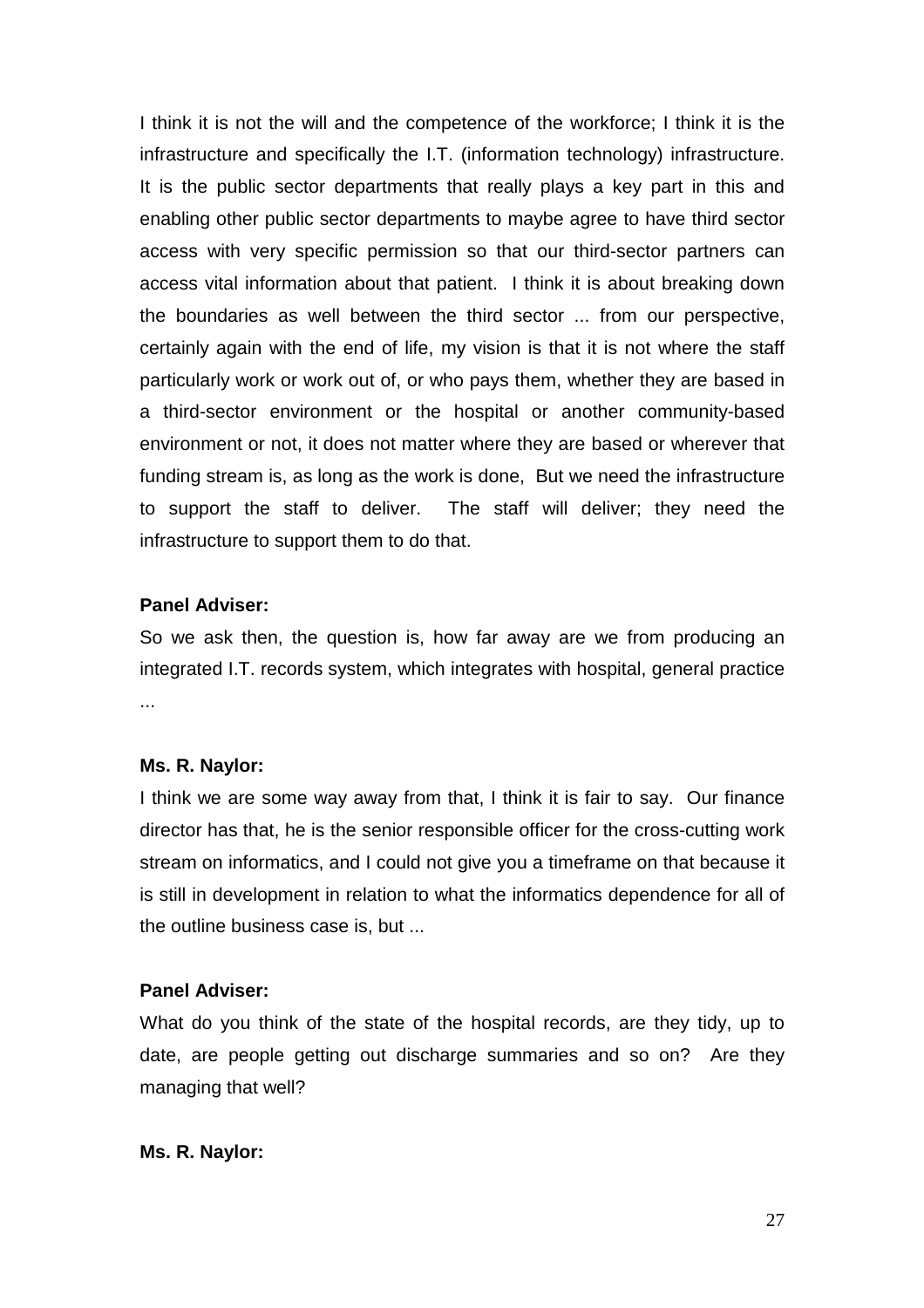I think it is not the will and the competence of the workforce; I think it is the infrastructure and specifically the I.T. (information technology) infrastructure. It is the public sector departments that really plays a key part in this and enabling other public sector departments to maybe agree to have third sector access with very specific permission so that our third-sector partners can access vital information about that patient. I think it is about breaking down the boundaries as well between the third sector ... from our perspective, certainly again with the end of life, my vision is that it is not where the staff particularly work or work out of, or who pays them, whether they are based in a third-sector environment or the hospital or another community-based environment or not, it does not matter where they are based or wherever that funding stream is, as long as the work is done, But we need the infrastructure to support the staff to deliver. The staff will deliver; they need the infrastructure to support them to do that.

**Panel Adviser:**

So we ask then, the question is, how far away are we from producing an integrated I.T. records system, which integrates with hospital, general practice ...

**Ms. R. Naylor:**

I think we are some way away from that, I think it is fair to say. Our finance director has that, he is the senior responsible officer for the cross-cutting work stream on informatics, and I could not give you a timeframe on that because it is still in development in relation to what the informatics dependence for all of the outline business case is, but ...

**Panel Adviser:**

What do you think of the state of the hospital records, are they tidy, up to date, are people getting out discharge summaries and so on? Are they managing that well?

**Ms. R. Naylor:**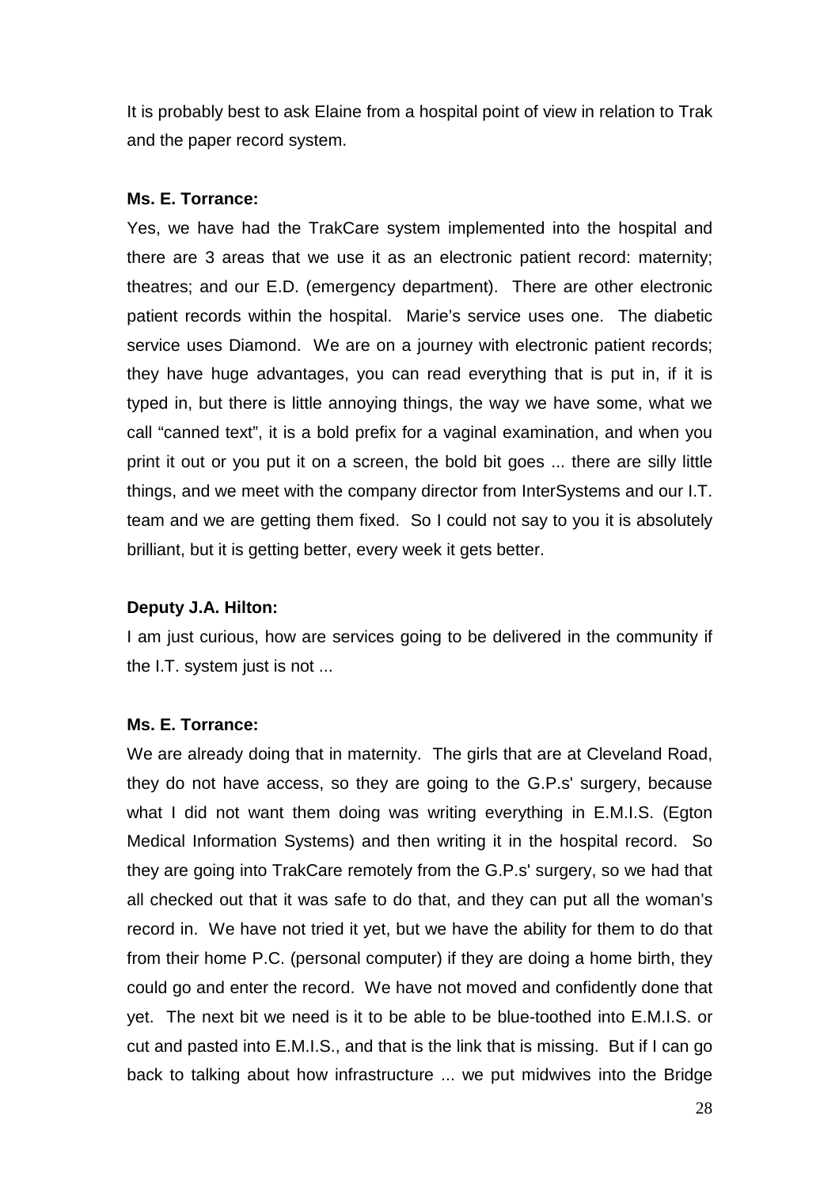It is probably best to ask Elaine from a hospital point of view in relation to Trak and the paper record system.

**Ms. E. Torrance:**

Yes, we have had the TrakCare system implemented into the hospital and there are 3 areas that we use it as an electronic patient record: maternity; theatres; and our E.D. (emergency department). There are other electronic patient records within the hospital. Marie's service uses one. The diabetic service uses Diamond. We are on a journey with electronic patient records; they have huge advantages, you can read everything that is put in, if it is typed in, but there is little annoying things, the way we have some, what we call "canned text", it is a bold prefix for a vaginal examination, and when you print it out or you put it on a screen, the bold bit goes ... there are silly little things, and we meet with the company director from InterSystems and our I.T. team and we are getting them fixed. So I could not say to you it is absolutely brilliant, but it is getting better, every week it gets better.

**Deputy J.A. Hilton:**

I am just curious, how are services going to be delivered in the community if the I.T. system just is not ...

**Ms. E. Torrance:**

We are already doing that in maternity. The girls that are at Cleveland Road, they do not have access, so they are going to the G.P.s' surgery, because what I did not want them doing was writing everything in E.M.I.S. (Egton Medical Information Systems) and then writing it in the hospital record. So they are going into TrakCare remotely from the G.P.s' surgery, so we had that all checked out that it was safe to do that, and they can put all the woman's record in. We have not tried it yet, but we have the ability for them to do that from their home P.C. (personal computer) if they are doing a home birth, they could go and enter the record. We have not moved and confidently done that yet. The next bit we need is it to be able to be blue-toothed into E.M.I.S. or cut and pasted into E.M.I.S., and that is the link that is missing. But if I can go back to talking about how infrastructure ... we put midwives into the Bridge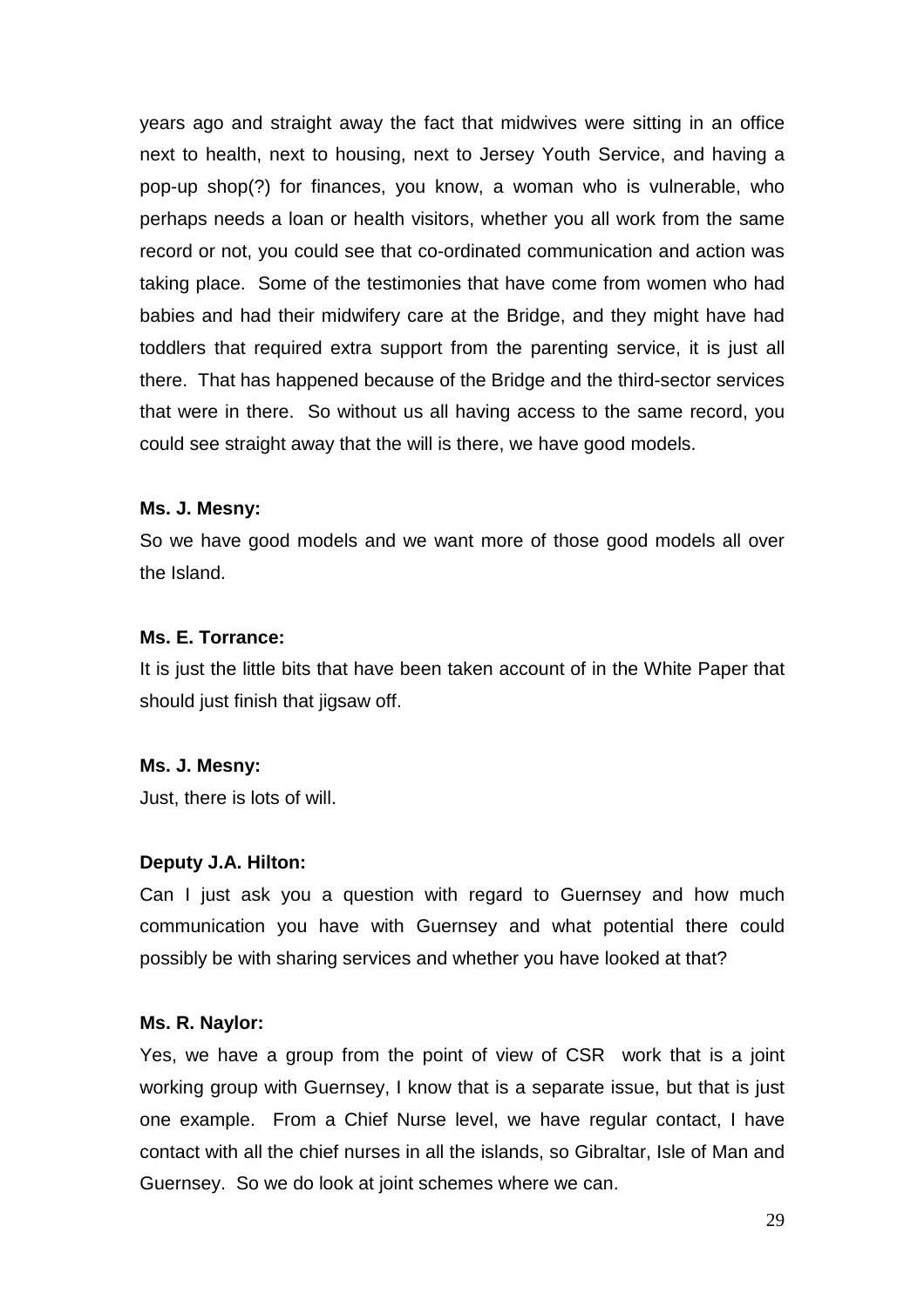years ago and straight away the fact that midwives were sitting in an office next to health, next to housing, next to Jersey Youth Service, and having a pop-up shop(?) for finances, you know, a woman who is vulnerable, who perhaps needs a loan or health visitors, whether you all work from the same record or not, you could see that co-ordinated communication and action was taking place. Some of the testimonies that have come from women who had babies and had their midwifery care at the Bridge, and they might have had toddlers that required extra support from the parenting service, it is just all there. That has happened because of the Bridge and the third-sector services that were in there. So without us all having access to the same record, you could see straight away that the will is there, we have good models.

**Ms. J. Mesny:**

So we have good models and we want more of those good models all over the Island.

**Ms. E. Torrance:**

It is just the little bits that have been taken account of in the White Paper that should just finish that jigsaw off.

**Ms. J. Mesny:**

Just, there is lots of will.

**Deputy J.A. Hilton:**

Can I just ask you a question with regard to Guernsey and how much communication you have with Guernsey and what potential there could possibly be with sharing services and whether you have looked at that?

**Ms. R. Naylor:**

Yes, we have a group from the point of view of CSR work that is a joint working group with Guernsey, I know that is a separate issue, but that is just one example. From a Chief Nurse level, we have regular contact, I have contact with all the chief nurses in all the islands, so Gibraltar, Isle of Man and Guernsey. So we do look at joint schemes where we can.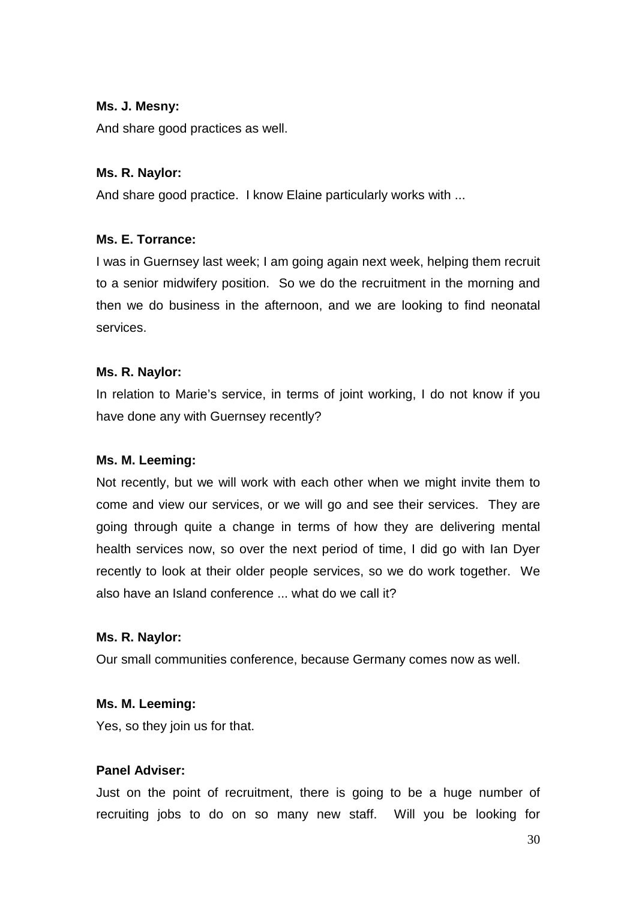**Ms. J. Mesny:**

And share good practices as well.

**Ms. R. Naylor:**

And share good practice. I know Elaine particularly works with ...

**Ms. E. Torrance:**

I was in Guernsey last week; I am going again next week, helping them recruit to a senior midwifery position. So we do the recruitment in the morning and then we do business in the afternoon, and we are looking to find neonatal services.

**Ms. R. Naylor:**

In relation to Marie's service, in terms of joint working, I do not know if you have done any with Guernsey recently?

**Ms. M. Leeming:**

Not recently, but we will work with each other when we might invite them to come and view our services, or we will go and see their services. They are going through quite a change in terms of how they are delivering mental health services now, so over the next period of time, I did go with Ian Dyer recently to look at their older people services, so we do work together. We also have an Island conference ... what do we call it?

**Ms. R. Naylor:**

Our small communities conference, because Germany comes now as well.

**Ms. M. Leeming:**

Yes, so they join us for that.

**Panel Adviser:**

Just on the point of recruitment, there is going to be a huge number of recruiting jobs to do on so many new staff. Will you be looking for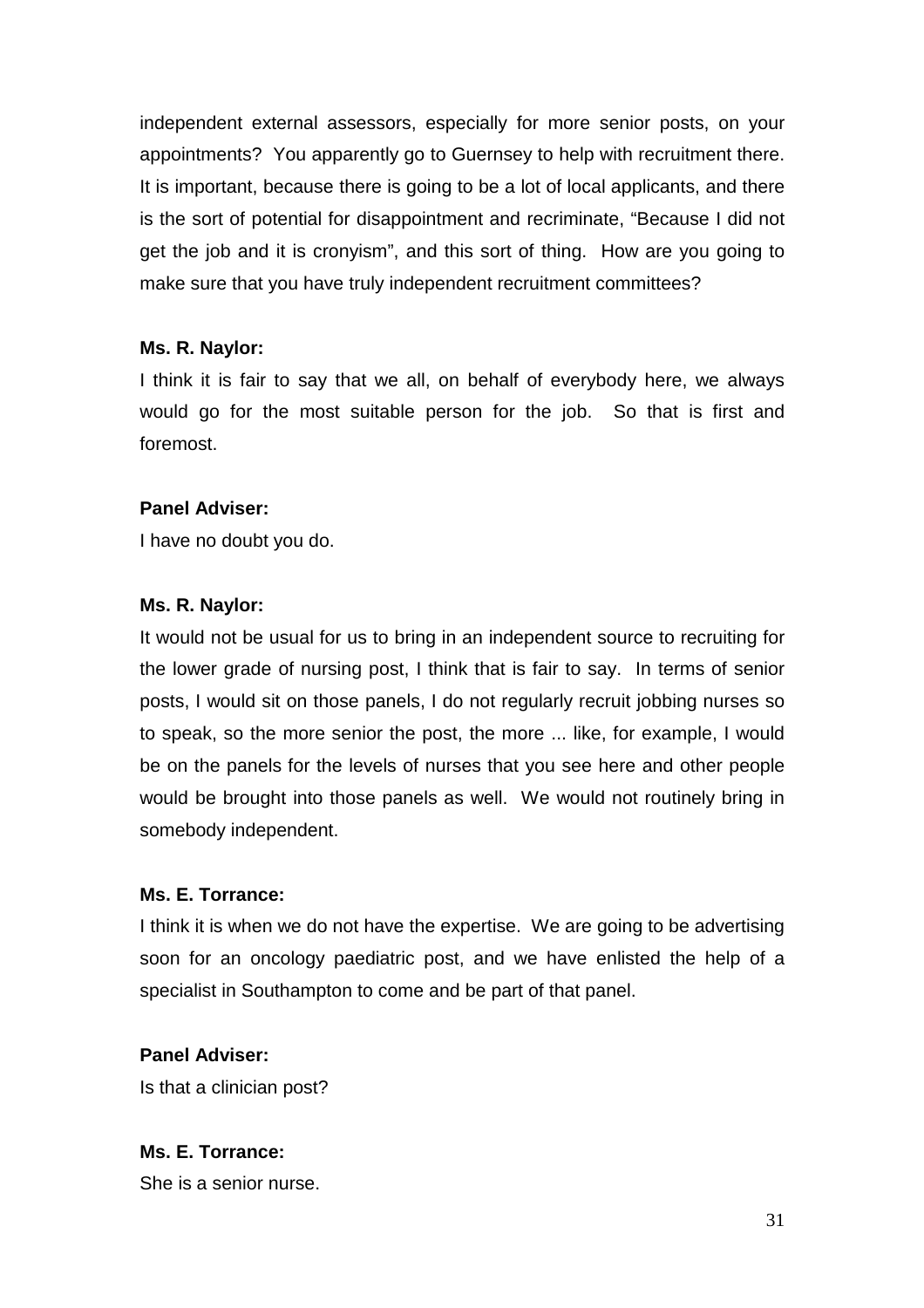independent external assessors, especially for more senior posts, on your appointments? You apparently go to Guernsey to help with recruitment there. It is important, because there is going to be a lot of local applicants, and there is the sort of potential for disappointment and recriminate, "Because I did not get the job and it is cronyism", and this sort of thing. How are you going to make sure that you have truly independent recruitment committees?

**Ms. R. Naylor:**

I think it is fair to say that we all, on behalf of everybody here, we always would go for the most suitable person for the job. So that is first and foremost.

**Panel Adviser:**

I have no doubt you do.

**Ms. R. Naylor:**

It would not be usual for us to bring in an independent source to recruiting for the lower grade of nursing post, I think that is fair to say. In terms of senior posts, I would sit on those panels, I do not regularly recruit jobbing nurses so to speak, so the more senior the post, the more ... like, for example, I would be on the panels for the levels of nurses that you see here and other people would be brought into those panels as well. We would not routinely bring in somebody independent.

**Ms. E. Torrance:**

I think it is when we do not have the expertise. We are going to be advertising soon for an oncology paediatric post, and we have enlisted the help of a specialist in Southampton to come and be part of that panel.

**Panel Adviser:**

Is that a clinician post?

**Ms. E. Torrance:**

She is a senior nurse.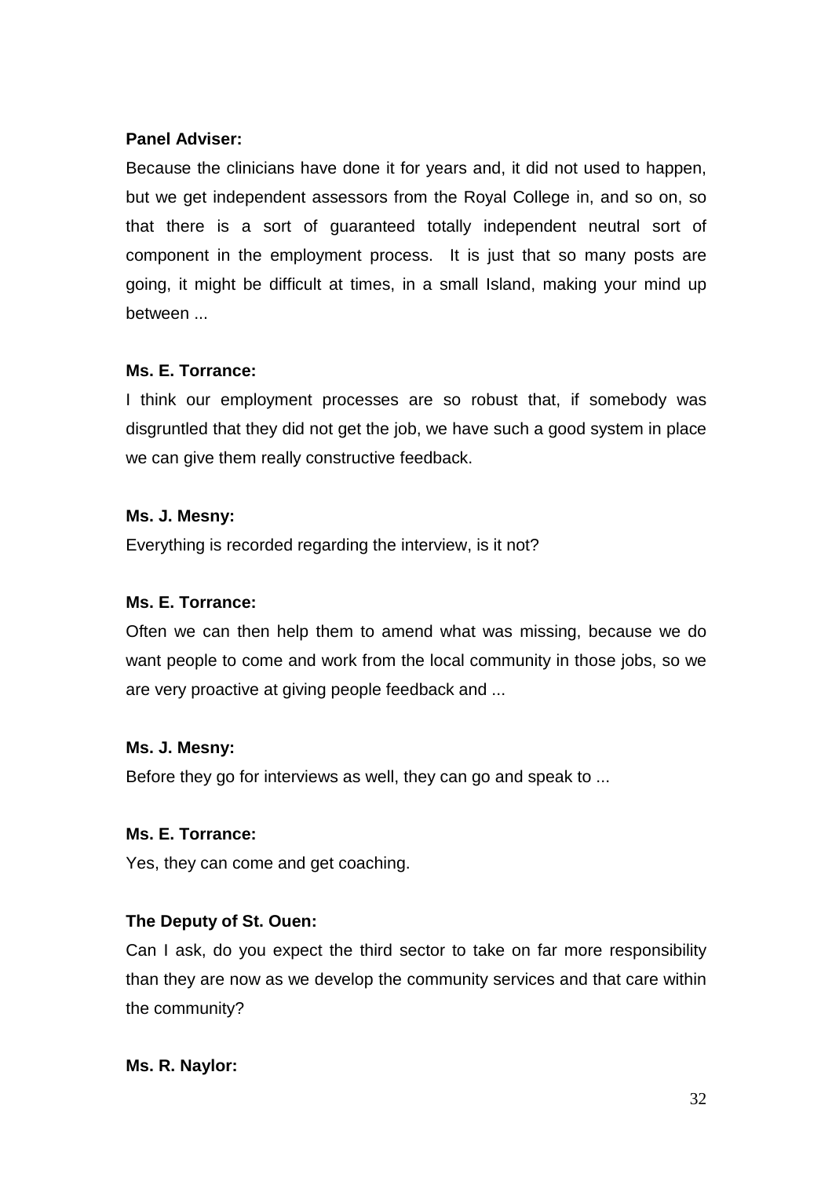**Panel Adviser:**

Because the clinicians have done it for years and, it did not used to happen, but we get independent assessors from the Royal College in, and so on, so that there is a sort of guaranteed totally independent neutral sort of component in the employment process. It is just that so many posts are going, it might be difficult at times, in a small Island, making your mind up between ...

**Ms. E. Torrance:**

I think our employment processes are so robust that, if somebody was disgruntled that they did not get the job, we have such a good system in place we can give them really constructive feedback.

**Ms. J. Mesny:**

Everything is recorded regarding the interview, is it not?

**Ms. E. Torrance:**

Often we can then help them to amend what was missing, because we do want people to come and work from the local community in those jobs, so we are very proactive at giving people feedback and ...

**Ms. J. Mesny:**

Before they go for interviews as well, they can go and speak to ...

**Ms. E. Torrance:**

Yes, they can come and get coaching.

**The Deputy of St. Ouen:**

Can I ask, do you expect the third sector to take on far more responsibility than they are now as we develop the community services and that care within the community?

**Ms. R. Naylor:**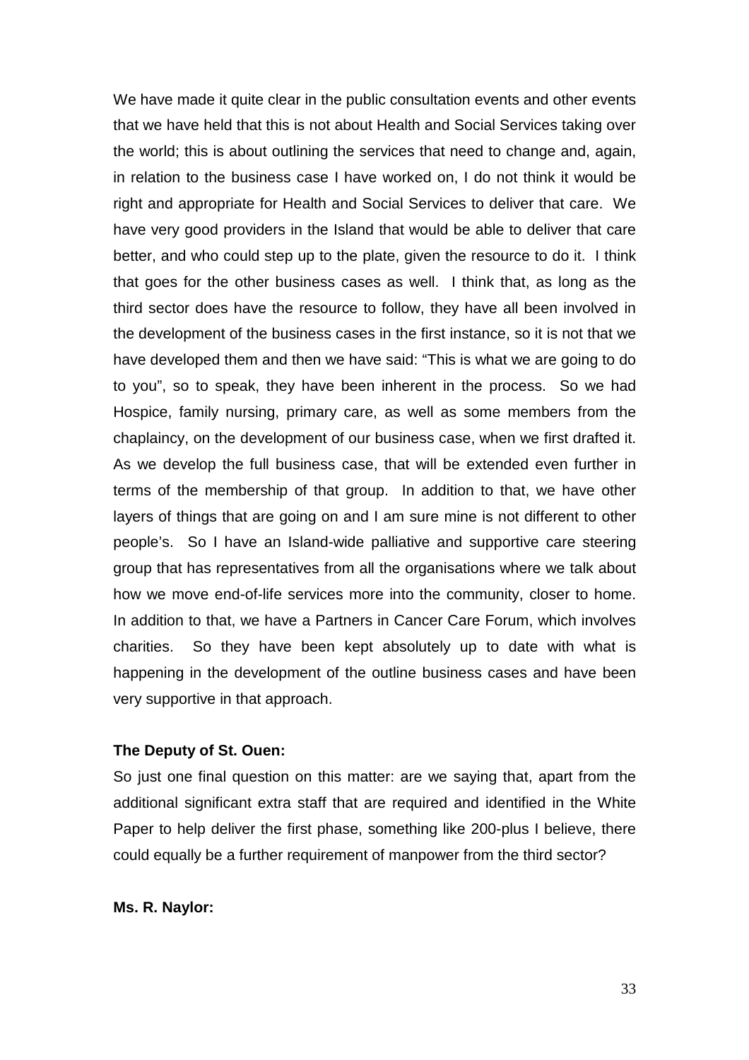We have made it quite clear in the public consultation events and other events that we have held that this is not about Health and Social Services taking over the world; this is about outlining the services that need to change and, again, in relation to the business case I have worked on, I do not think it would be right and appropriate for Health and Social Services to deliver that care. We have very good providers in the Island that would be able to deliver that care better, and who could step up to the plate, given the resource to do it. I think that goes for the other business cases as well. I think that, as long as the third sector does have the resource to follow, they have all been involved in the development of the business cases in the first instance, so it is not that we have developed them and then we have said: "This is what we are going to do to you", so to speak, they have been inherent in the process. So we had Hospice, family nursing, primary care, as well as some members from the chaplaincy, on the development of our business case, when we first drafted it. As we develop the full business case, that will be extended even further in terms of the membership of that group. In addition to that, we have other layers of things that are going on and I am sure mine is not different to other people's. So I have an Island-wide palliative and supportive care steering group that has representatives from all the organisations where we talk about how we move end-of-life services more into the community, closer to home. In addition to that, we have a Partners in Cancer Care Forum, which involves charities. So they have been kept absolutely up to date with what is happening in the development of the outline business cases and have been very supportive in that approach.

**The Deputy of St. Ouen:**

So just one final question on this matter: are we saying that, apart from the additional significant extra staff that are required and identified in the White Paper to help deliver the first phase, something like 200-plus I believe, there could equally be a further requirement of manpower from the third sector?

**Ms. R. Naylor:**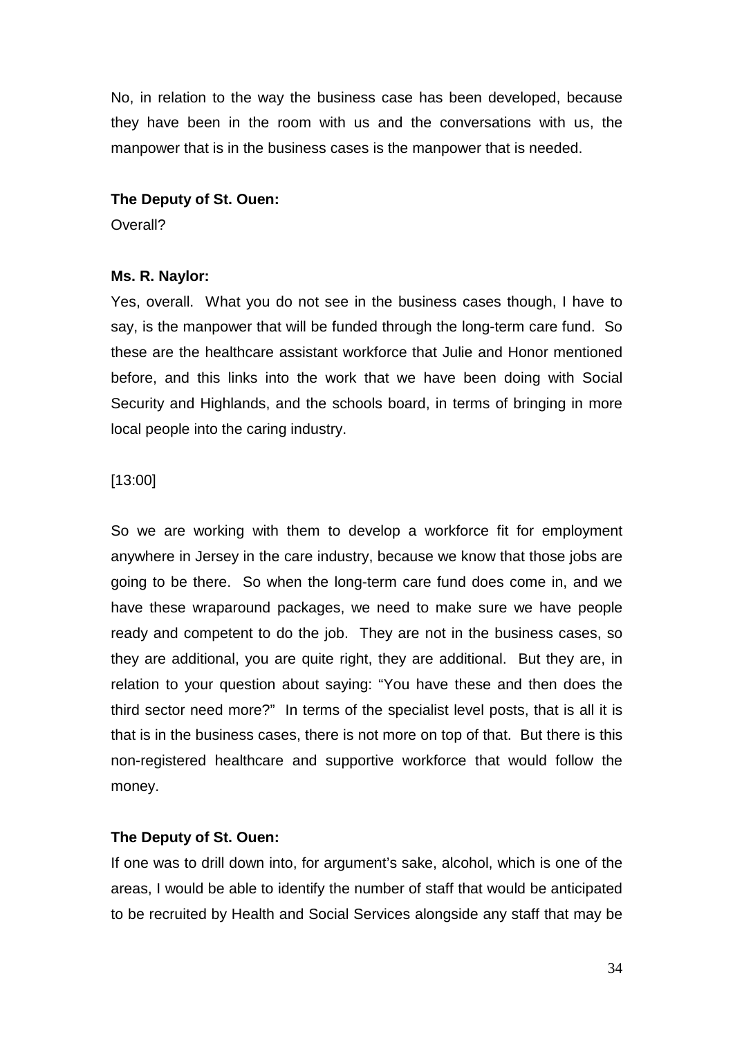No, in relation to the way the business case has been developed, because they have been in the room with us and the conversations with us, the manpower that is in the business cases is the manpower that is needed.

**The Deputy of St. Ouen:**

Overall?

**Ms. R. Naylor:**

Yes, overall. What you do not see in the business cases though, I have to say, is the manpower that will be funded through the long-term care fund. So these are the healthcare assistant workforce that Julie and Honor mentioned before, and this links into the work that we have been doing with Social Security and Highlands, and the schools board, in terms of bringing in more local people into the caring industry.

[13:00]

So we are working with them to develop a workforce fit for employment anywhere in Jersey in the care industry, because we know that those jobs are going to be there. So when the long-term care fund does come in, and we have these wraparound packages, we need to make sure we have people ready and competent to do the job. They are not in the business cases, so they are additional, you are quite right, they are additional. But they are, in relation to your question about saying: "You have these and then does the third sector need more?" In terms of the specialist level posts, that is all it is that is in the business cases, there is not more on top of that. But there is this non-registered healthcare and supportive workforce that would follow the money.

**The Deputy of St. Ouen:**

If one was to drill down into, for argument's sake, alcohol, which is one of the areas, I would be able to identify the number of staff that would be anticipated to be recruited by Health and Social Services alongside any staff that may be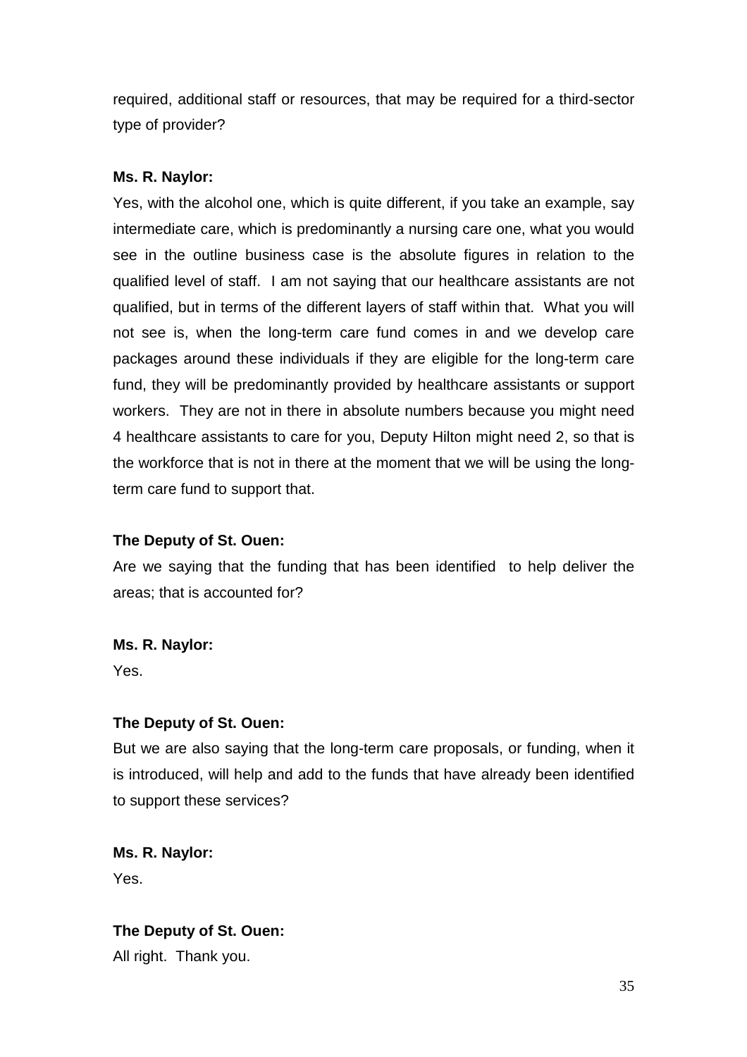required, additional staff or resources, that may be required for a third-sector type of provider?

**Ms. R. Naylor:**

Yes, with the alcohol one, which is quite different, if you take an example, say intermediate care, which is predominantly a nursing care one, what you would see in the outline business case is the absolute figures in relation to the qualified level of staff. I am not saying that our healthcare assistants are not qualified, but in terms of the different layers of staff within that. What you will not see is, when the long-term care fund comes in and we develop care packages around these individuals if they are eligible for the long-term care fund, they will be predominantly provided by healthcare assistants or support workers. They are not in there in absolute numbers because you might need 4 healthcare assistants to care for you, Deputy Hilton might need 2, so that is the workforce that is not in there at the moment that we will be using the long-term care fund to support that.

**The Deputy of St. Ouen:**

Are we saying that the funding that has been identified to help deliver the areas; that is accounted for?

**Ms. R. Naylor:**

Yes.

**The Deputy of St. Ouen:**

But we are also saying that the long-term care proposals, or funding, when it is introduced, will help and add to the funds that have already been identified to support these services?

**Ms. R. Naylor:**

Yes.

**The Deputy of St. Ouen:**

All right. Thank you.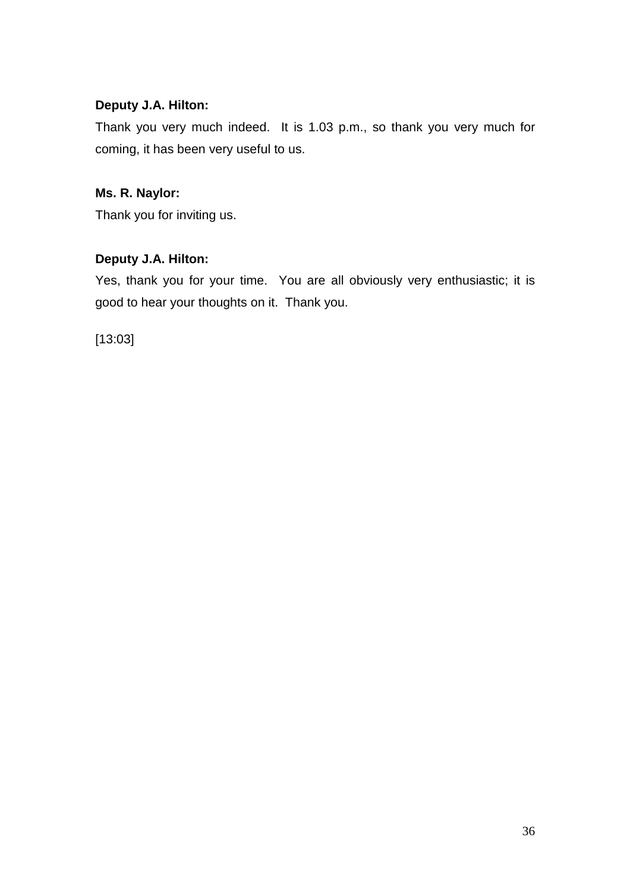**Deputy J.A. Hilton:**

Thank you very much indeed. It is 1.03 p.m., so thank you very much for coming, it has been very useful to us.

**Ms. R. Naylor:**

Thank you for inviting us.

**Deputy J.A. Hilton:**

Yes, thank you for your time. You are all obviously very enthusiastic; it is good to hear your thoughts on it. Thank you.

[13:03]